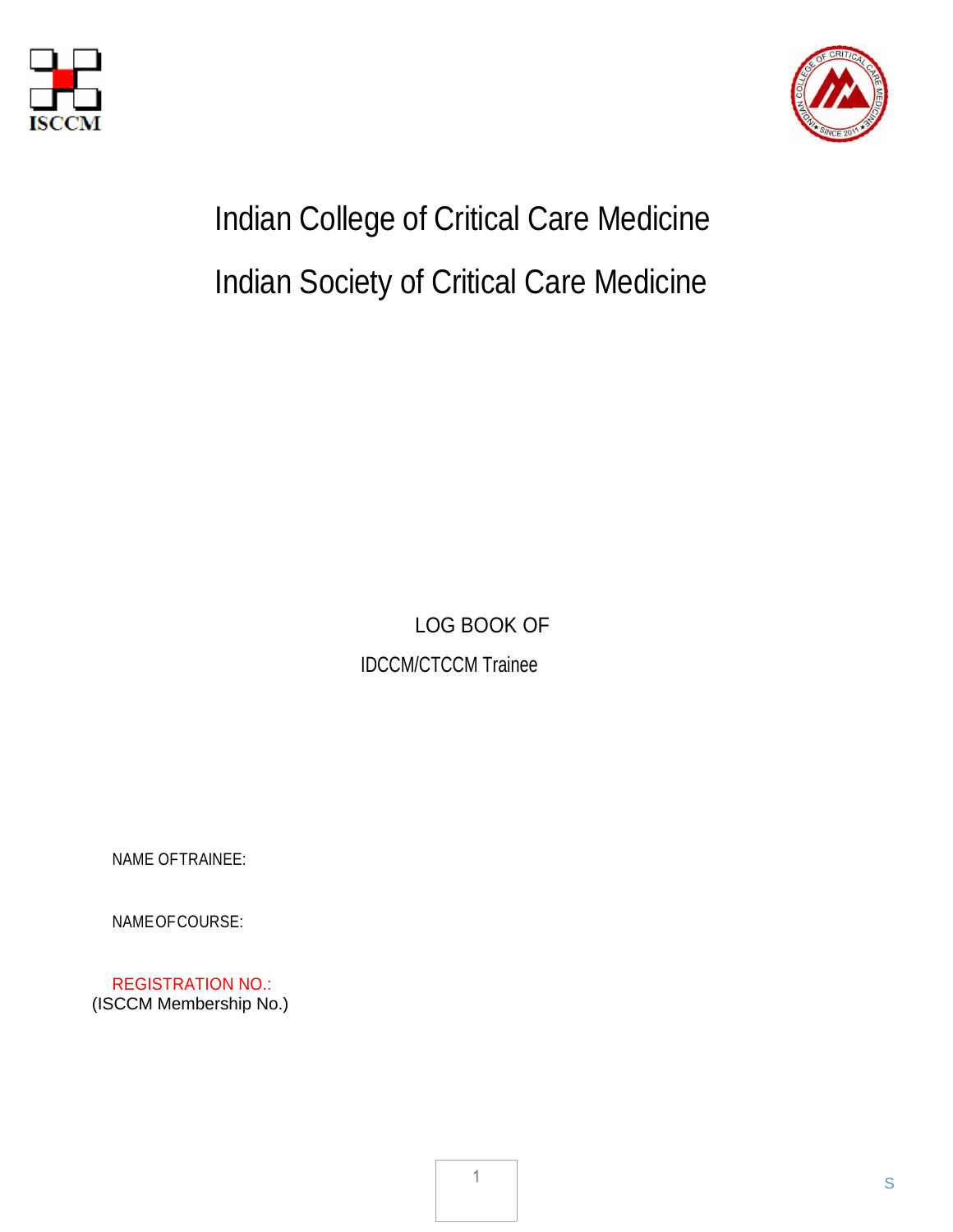ISCCM

# Indian College of Critical Care Medicine

# Indian Society of Critical Care Medicine

LOG BOOK OF

IDCCM/CTCCM Trainee

NAME OFTRAINEE:

NAMEOFCOURSE:

REGISTRATION NO.:
(ISCCM Membership No.)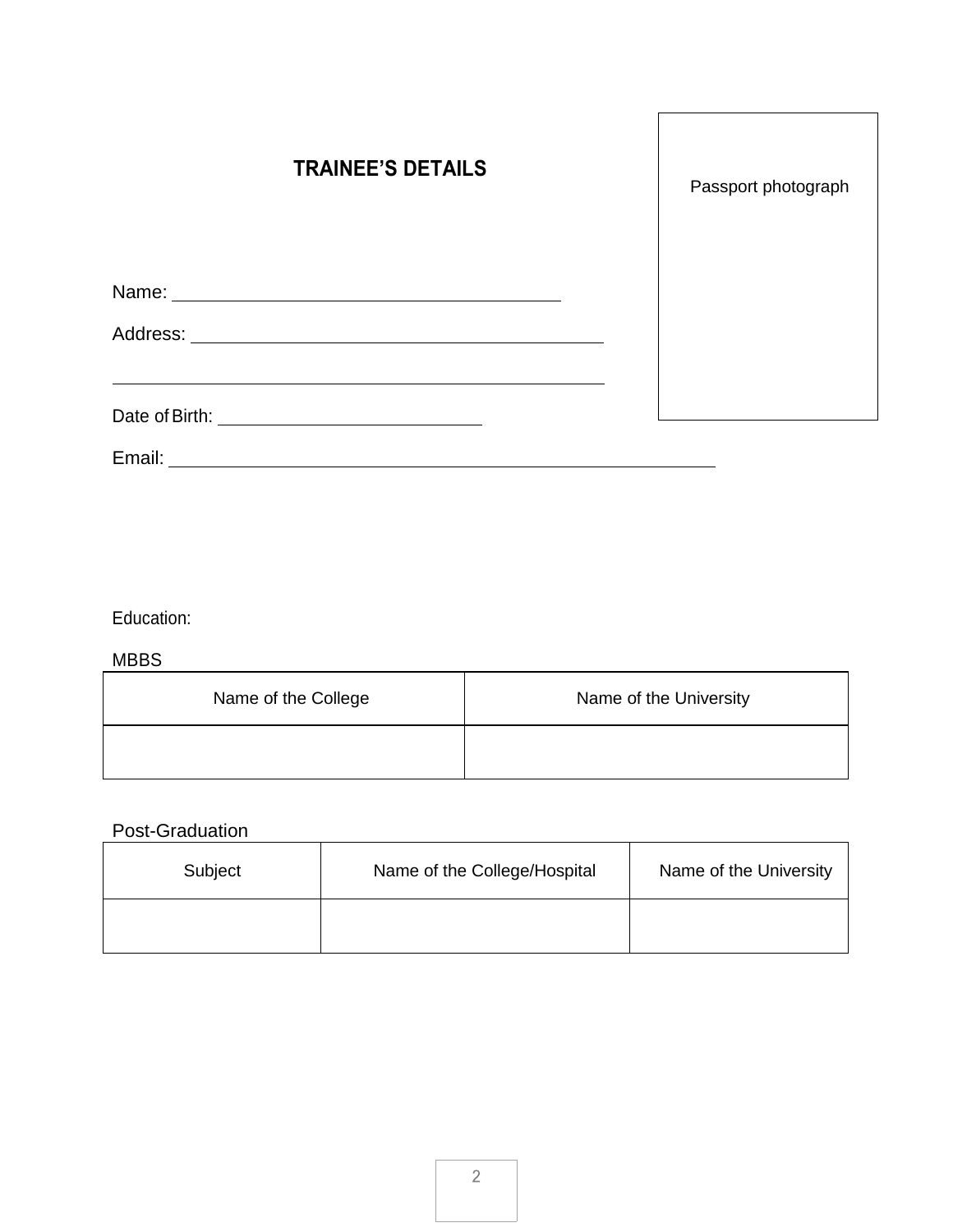## TRAINEE'S DETAILS

Passport photograph

Name: ______________________________________

Address: ______________________________________

______________________________________

Date of Birth: ________________________

Email: ______________________________________

Education:

MBBS

| Name of the College | Name of the University |
| --- | --- |
| | |

Post-Graduation

| Subject | Name of the College/Hospital | Name of the University |
| --- | --- | --- |
| | | |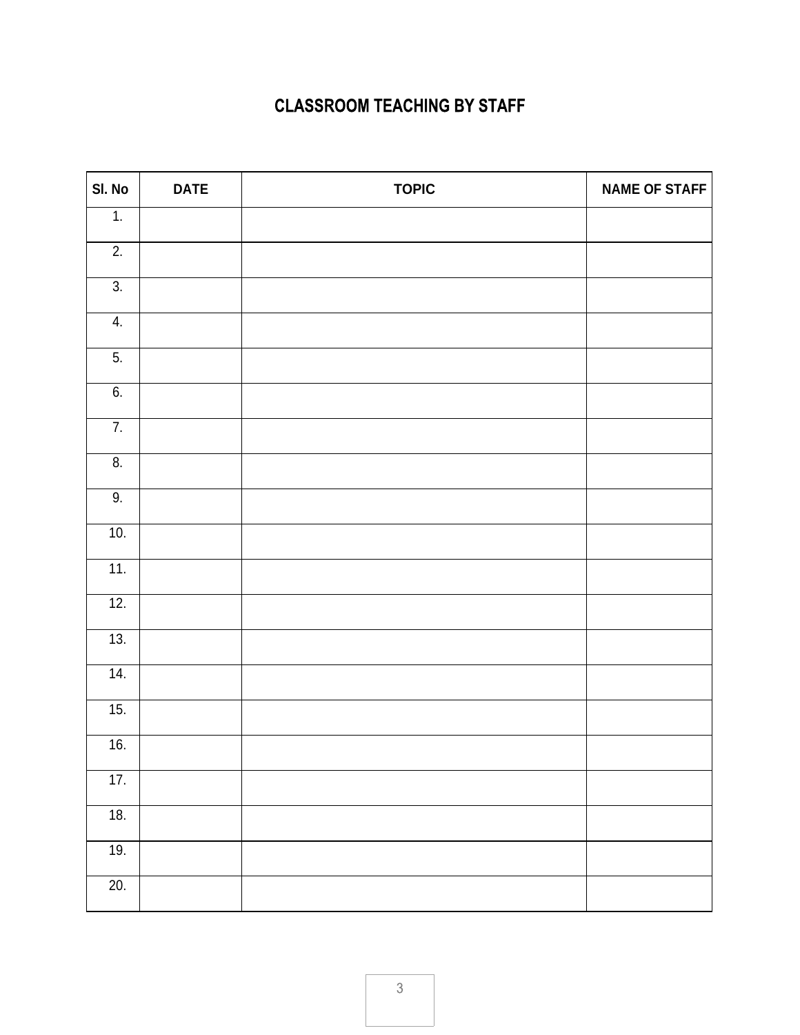# CLASSROOM TEACHING BY STAFF

| Sl. No | DATE | TOPIC | NAME OF STAFF |
|---|---|---|---|
| 1. | | | |
| 2. | | | |
| 3. | | | |
| 4. | | | |
| 5. | | | |
| 6. | | | |
| 7. | | | |
| 8. | | | |
| 9. | | | |
| 10. | | | |
| 11. | | | |
| 12. | | | |
| 13. | | | |
| 14. | | | |
| 15. | | | |
| 16. | | | |
| 17. | | | |
| 18. | | | |
| 19. | | | |
| 20. | | | |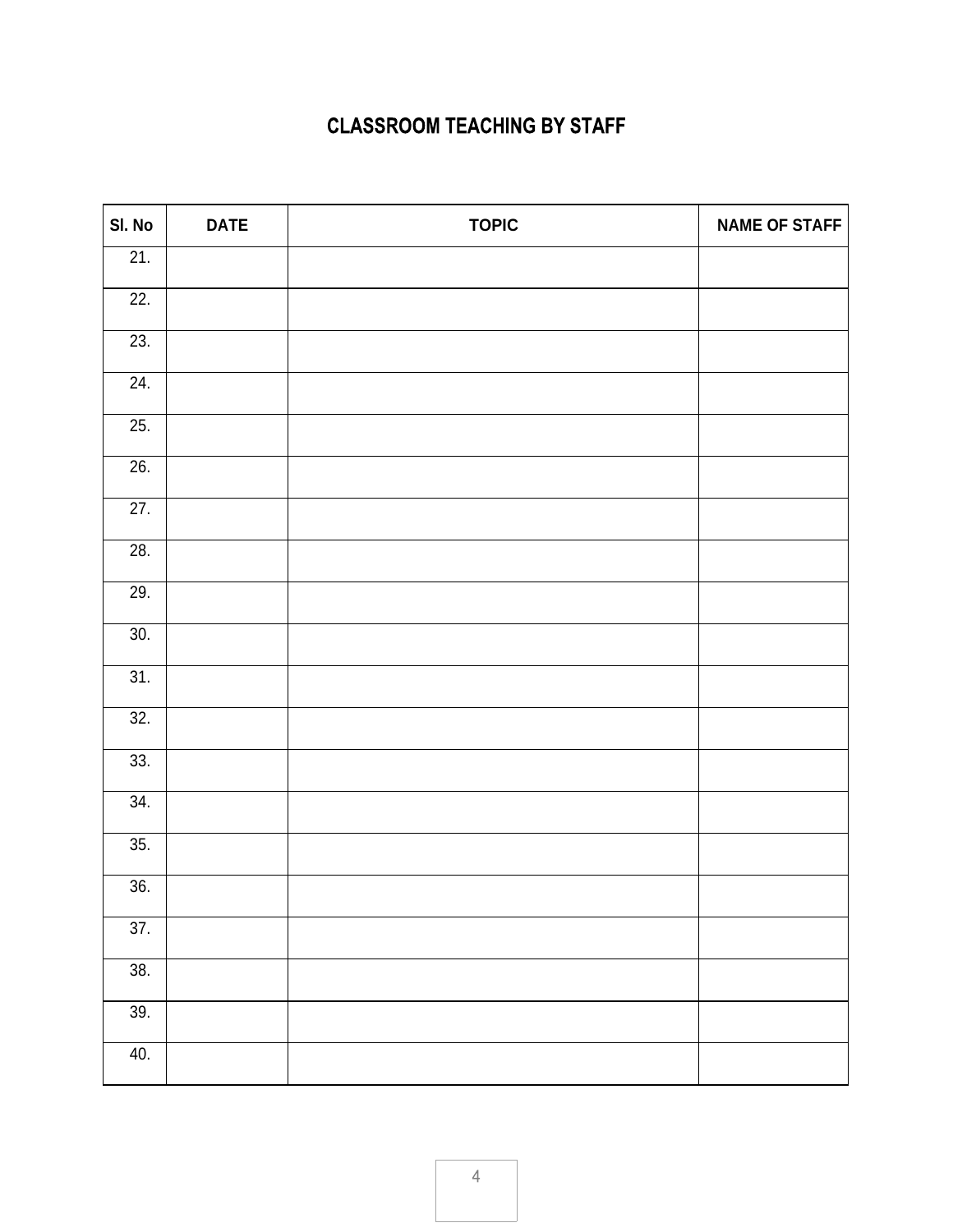## CLASSROOM TEACHING BY STAFF

| Sl. No | DATE | TOPIC | NAME OF STAFF |
|---|---|---|---|
| 21. | | | |
| 22. | | | |
| 23. | | | |
| 24. | | | |
| 25. | | | |
| 26. | | | |
| 27. | | | |
| 28. | | | |
| 29. | | | |
| 30. | | | |
| 31. | | | |
| 32. | | | |
| 33. | | | |
| 34. | | | |
| 35. | | | |
| 36. | | | |
| 37. | | | |
| 38. | | | |
| 39. | | | |
| 40. | | | |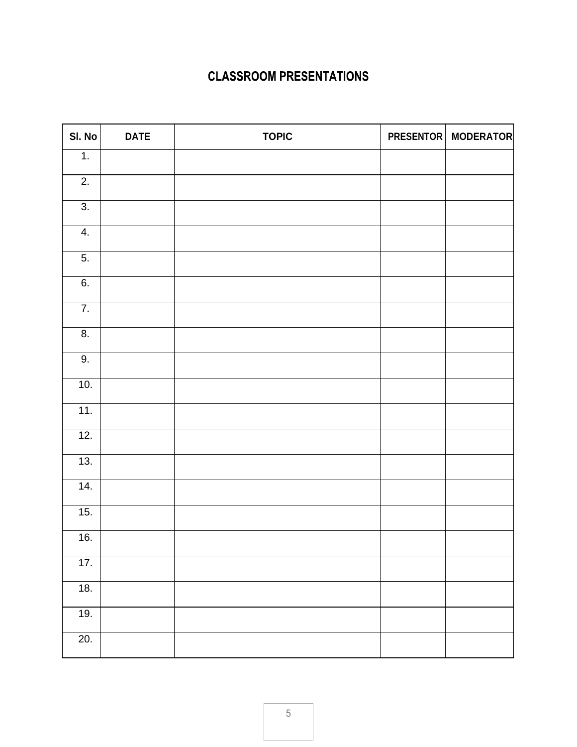# CLASSROOM PRESENTATIONS

| Sl. No | DATE | TOPIC | PRESENTOR | MODERATOR |
|---|---|---|---|---|
| 1. | | | | |
| 2. | | | | |
| 3. | | | | |
| 4. | | | | |
| 5. | | | | |
| 6. | | | | |
| 7. | | | | |
| 8. | | | | |
| 9. | | | | |
| 10. | | | | |
| 11. | | | | |
| 12. | | | | |
| 13. | | | | |
| 14. | | | | |
| 15. | | | | |
| 16. | | | | |
| 17. | | | | |
| 18. | | | | |
| 19. | | | | |
| 20. | | | | |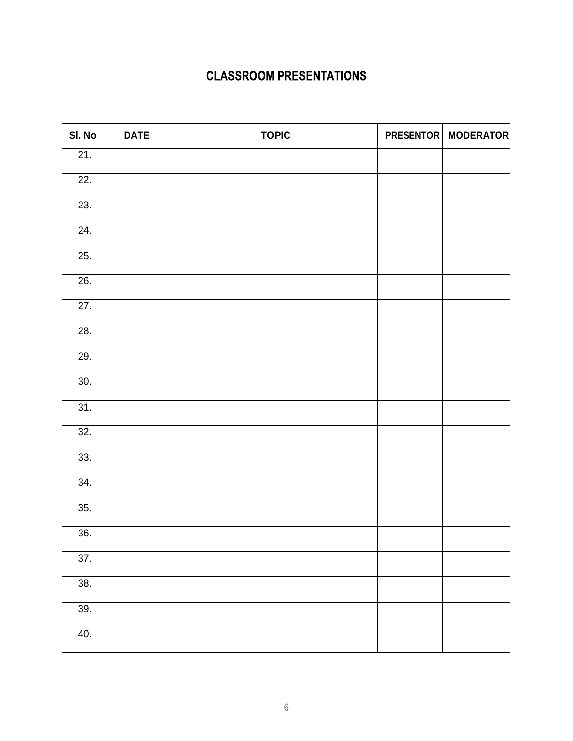# CLASSROOM PRESENTATIONS

| Sl. No | DATE | TOPIC | PRESENTOR | MODERATOR |
|---|---|---|---|---|
| 21. | | | | |
| 22. | | | | |
| 23. | | | | |
| 24. | | | | |
| 25. | | | | |
| 26. | | | | |
| 27. | | | | |
| 28. | | | | |
| 29. | | | | |
| 30. | | | | |
| 31. | | | | |
| 32. | | | | |
| 33. | | | | |
| 34. | | | | |
| 35. | | | | |
| 36. | | | | |
| 37. | | | | |
| 38. | | | | |
| 39. | | | | |
| 40. | | | | |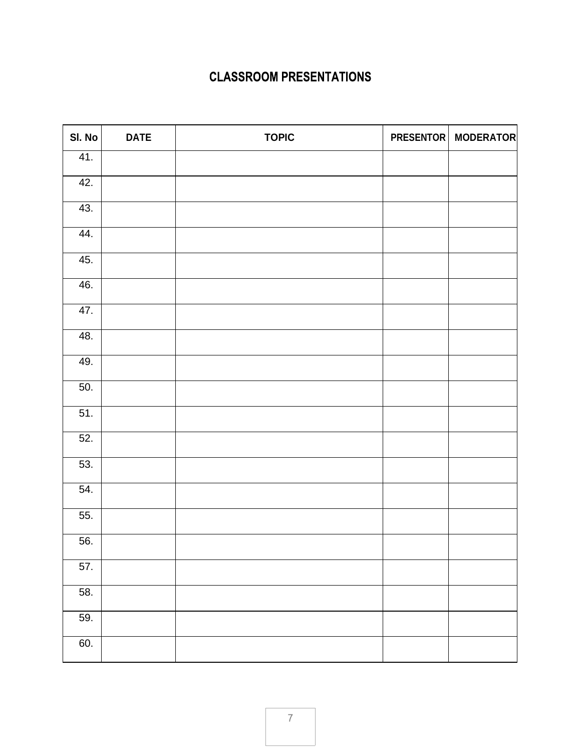# CLASSROOM PRESENTATIONS

| Sl. No | DATE | TOPIC | PRESENTOR | MODERATOR |
|---|---|---|---|---|
| 41. | | | | |
| 42. | | | | |
| 43. | | | | |
| 44. | | | | |
| 45. | | | | |
| 46. | | | | |
| 47. | | | | |
| 48. | | | | |
| 49. | | | | |
| 50. | | | | |
| 51. | | | | |
| 52. | | | | |
| 53. | | | | |
| 54. | | | | |
| 55. | | | | |
| 56. | | | | |
| 57. | | | | |
| 58. | | | | |
| 59. | | | | |
| 60. | | | | |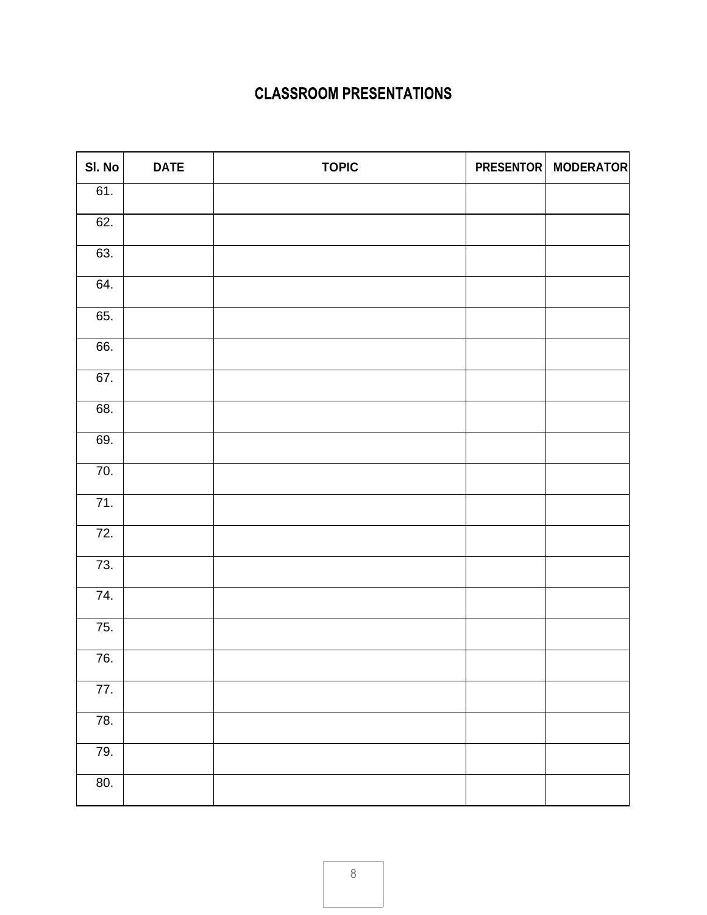# CLASSROOM PRESENTATIONS

| Sl. No | DATE | TOPIC | PRESENTOR | MODERATOR |
|---|---|---|---|---|
| 61. | | | | |
| 62. | | | | |
| 63. | | | | |
| 64. | | | | |
| 65. | | | | |
| 66. | | | | |
| 67. | | | | |
| 68. | | | | |
| 69. | | | | |
| 70. | | | | |
| 71. | | | | |
| 72. | | | | |
| 73. | | | | |
| 74. | | | | |
| 75. | | | | |
| 76. | | | | |
| 77. | | | | |
| 78. | | | | |
| 79. | | | | |
| 80. | | | | |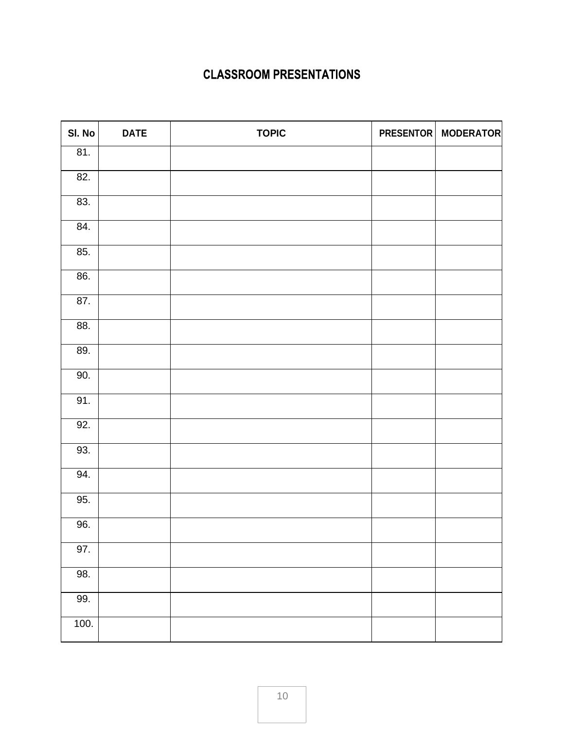## CLASSROOM PRESENTATIONS

| Sl. No | DATE | TOPIC | PRESENTOR | MODERATOR |
|---|---|---|---|---|
| 81. | | | | |
| 82. | | | | |
| 83. | | | | |
| 84. | | | | |
| 85. | | | | |
| 86. | | | | |
| 87. | | | | |
| 88. | | | | |
| 89. | | | | |
| 90. | | | | |
| 91. | | | | |
| 92. | | | | |
| 93. | | | | |
| 94. | | | | |
| 95. | | | | |
| 96. | | | | |
| 97. | | | | |
| 98. | | | | |
| 99. | | | | |
| 100. | | | | |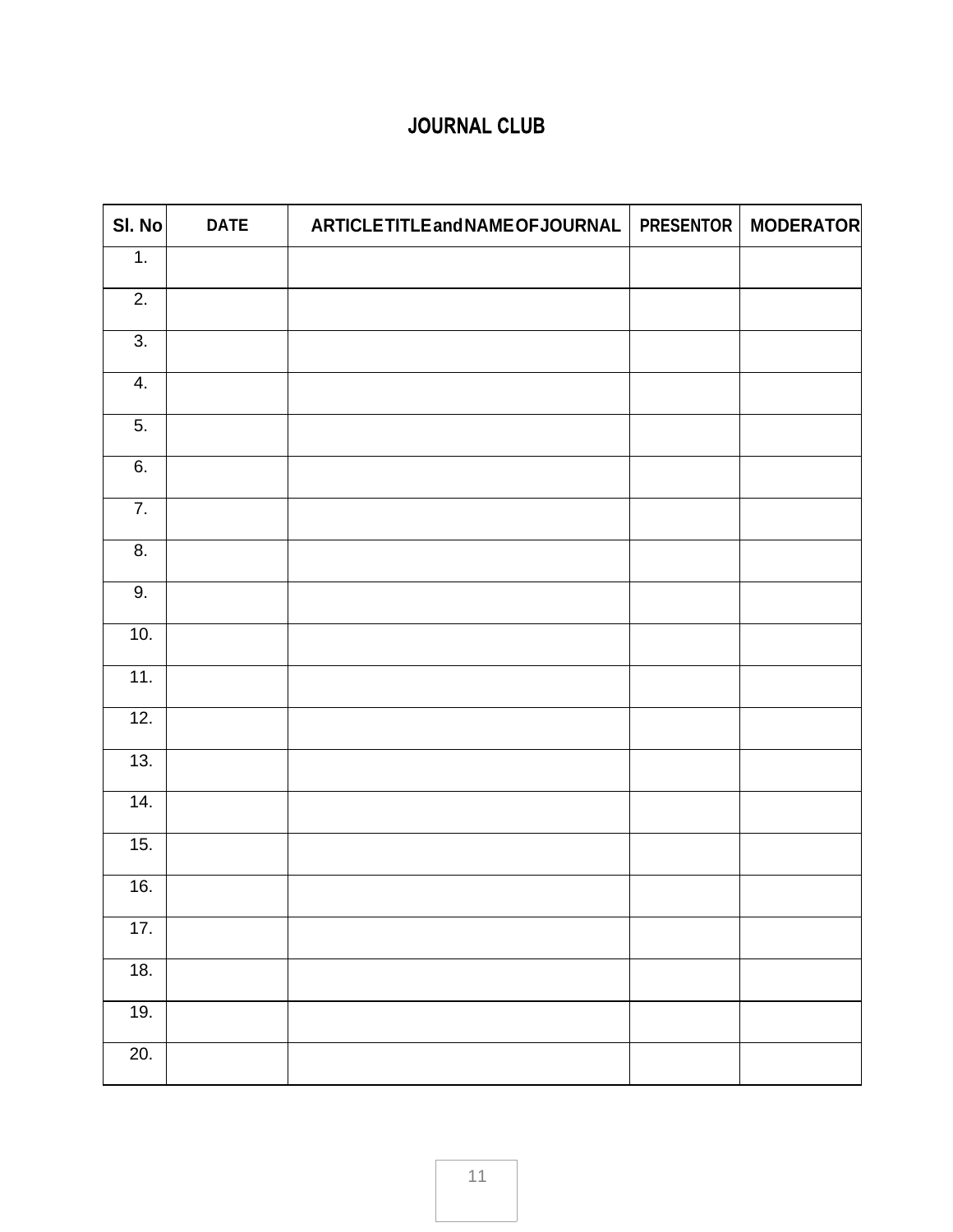## JOURNAL CLUB

| Sl. No | DATE | ARTICLE TITLE and NAME OF JOURNAL | PRESENTOR | MODERATOR |
|---|---|---|---|---|
| 1. | | | | |
| 2. | | | | |
| 3. | | | | |
| 4. | | | | |
| 5. | | | | |
| 6. | | | | |
| 7. | | | | |
| 8. | | | | |
| 9. | | | | |
| 10. | | | | |
| 11. | | | | |
| 12. | | | | |
| 13. | | | | |
| 14. | | | | |
| 15. | | | | |
| 16. | | | | |
| 17. | | | | |
| 18. | | | | |
| 19. | | | | |
| 20. | | | | |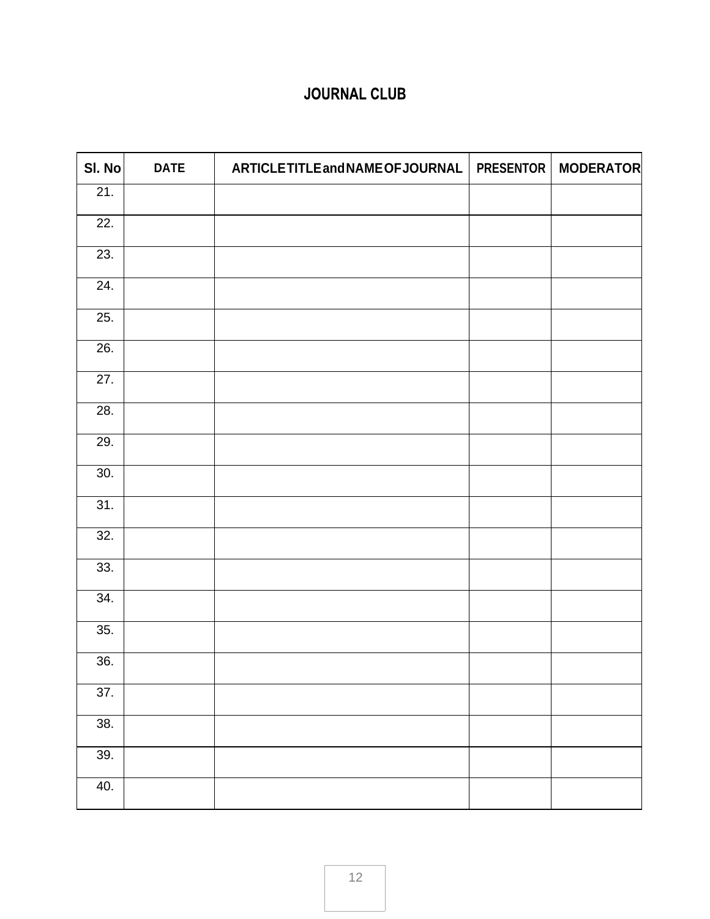# JOURNAL CLUB

| Sl. No | DATE | ARTICLE TITLE and NAME OF JOURNAL | PRESENTOR | MODERATOR |
|---|---|---|---|---|
| 21. | | | | |
| 22. | | | | |
| 23. | | | | |
| 24. | | | | |
| 25. | | | | |
| 26. | | | | |
| 27. | | | | |
| 28. | | | | |
| 29. | | | | |
| 30. | | | | |
| 31. | | | | |
| 32. | | | | |
| 33. | | | | |
| 34. | | | | |
| 35. | | | | |
| 36. | | | | |
| 37. | | | | |
| 38. | | | | |
| 39. | | | | |
| 40. | | | | |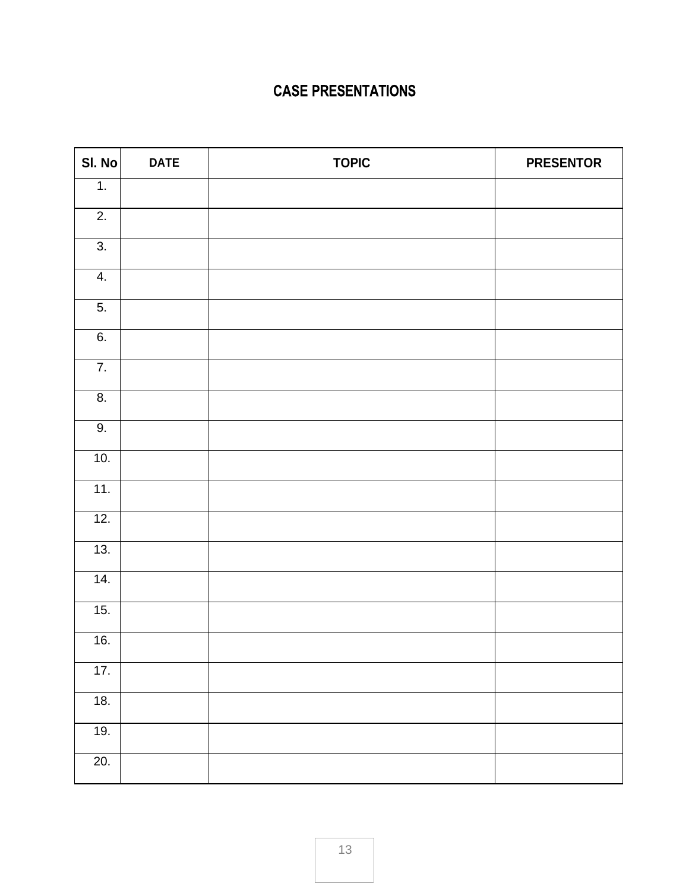# CASE PRESENTATIONS

| Sl. No | DATE | TOPIC | PRESENTOR |
|---|---|---|---|
| 1. | | | |
| 2. | | | |
| 3. | | | |
| 4. | | | |
| 5. | | | |
| 6. | | | |
| 7. | | | |
| 8. | | | |
| 9. | | | |
| 10. | | | |
| 11. | | | |
| 12. | | | |
| 13. | | | |
| 14. | | | |
| 15. | | | |
| 16. | | | |
| 17. | | | |
| 18. | | | |
| 19. | | | |
| 20. | | | |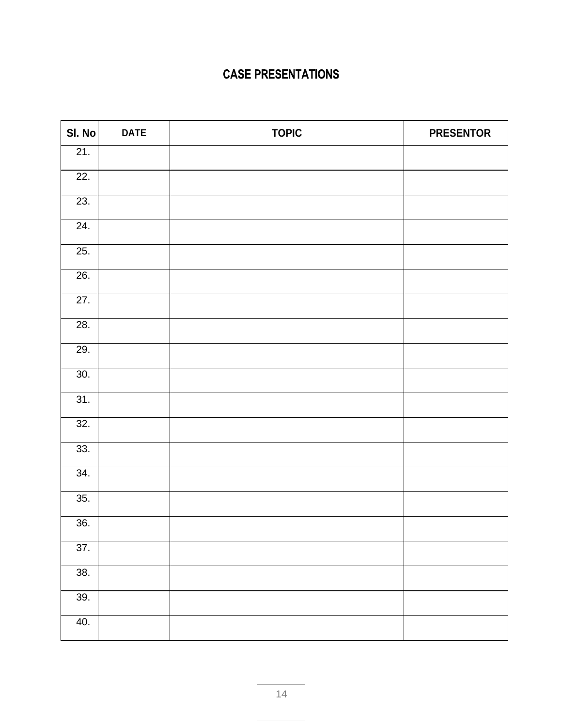# CASE PRESENTATIONS

| Sl. No | DATE | TOPIC | PRESENTOR |
|---|---|---|---|
| 21. | | | |
| 22. | | | |
| 23. | | | |
| 24. | | | |
| 25. | | | |
| 26. | | | |
| 27. | | | |
| 28. | | | |
| 29. | | | |
| 30. | | | |
| 31. | | | |
| 32. | | | |
| 33. | | | |
| 34. | | | |
| 35. | | | |
| 36. | | | |
| 37. | | | |
| 38. | | | |
| 39. | | | |
| 40. | | | |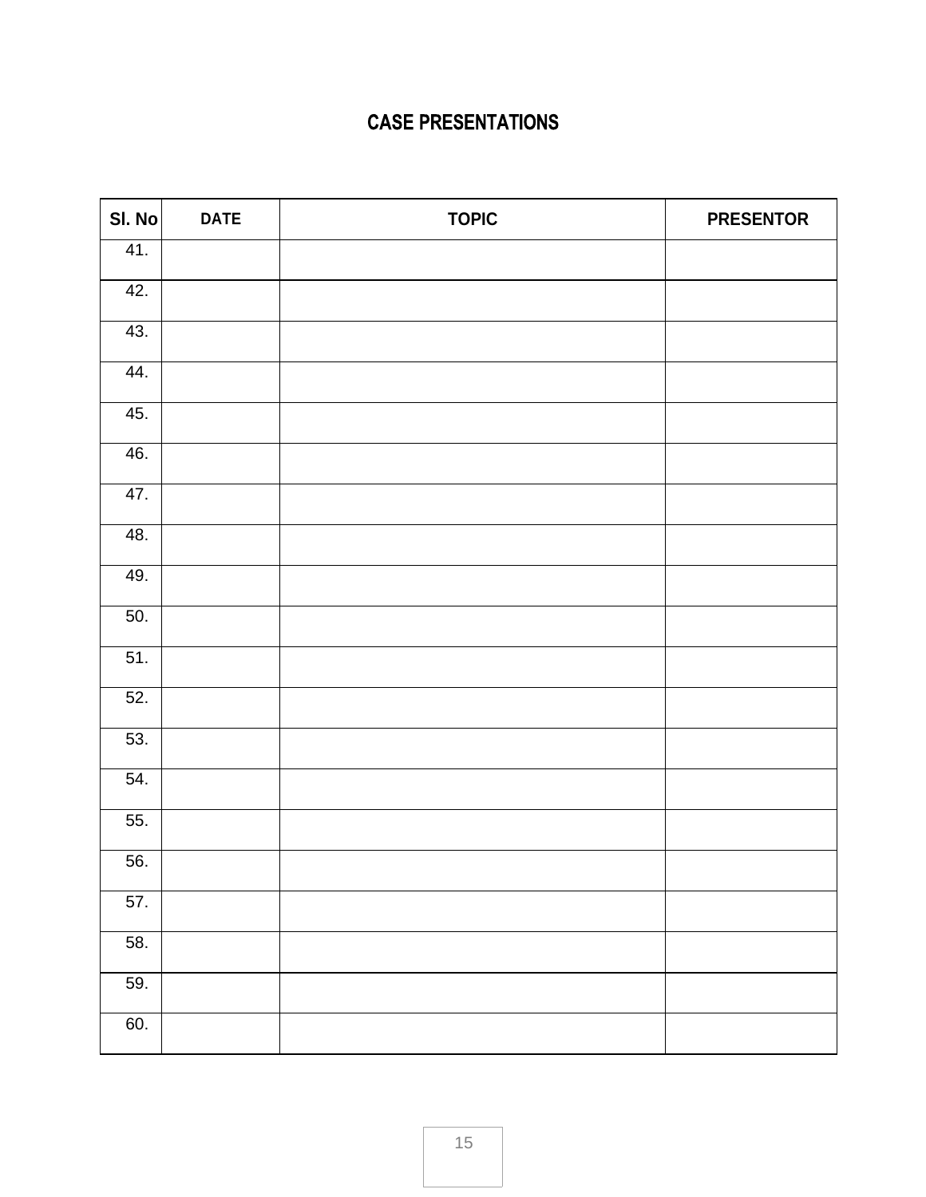# CASE PRESENTATIONS

| Sl. No | DATE | TOPIC | PRESENTOR |
|---|---|---|---|
| 41. | | | |
| 42. | | | |
| 43. | | | |
| 44. | | | |
| 45. | | | |
| 46. | | | |
| 47. | | | |
| 48. | | | |
| 49. | | | |
| 50. | | | |
| 51. | | | |
| 52. | | | |
| 53. | | | |
| 54. | | | |
| 55. | | | |
| 56. | | | |
| 57. | | | |
| 58. | | | |
| 59. | | | |
| 60. | | | |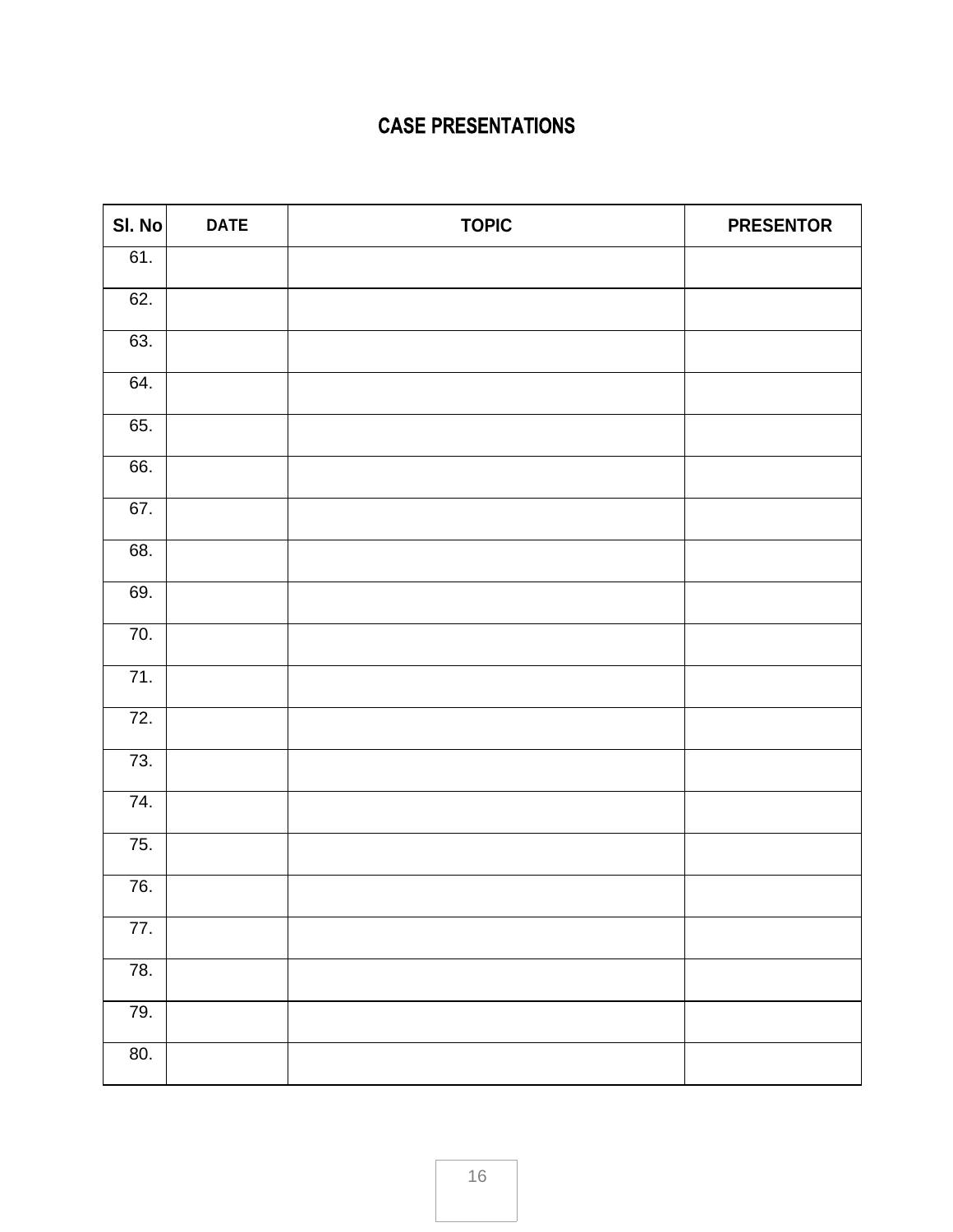# CASE PRESENTATIONS

| Sl. No | DATE | TOPIC | PRESENTOR |
|---|---|---|---|
| 61. | | | |
| 62. | | | |
| 63. | | | |
| 64. | | | |
| 65. | | | |
| 66. | | | |
| 67. | | | |
| 68. | | | |
| 69. | | | |
| 70. | | | |
| 71. | | | |
| 72. | | | |
| 73. | | | |
| 74. | | | |
| 75. | | | |
| 76. | | | |
| 77. | | | |
| 78. | | | |
| 79. | | | |
| 80. | | | |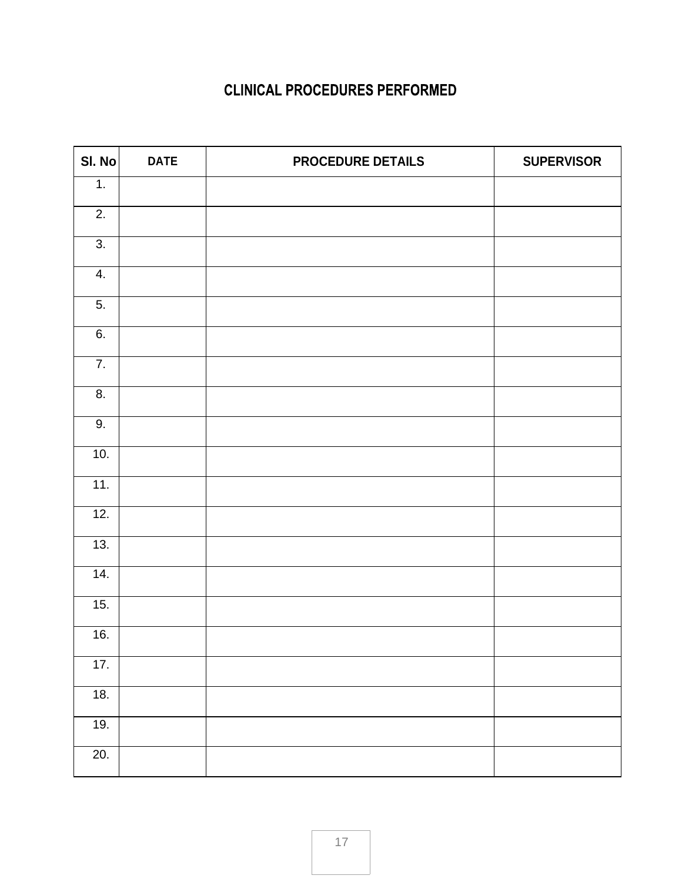## CLINICAL PROCEDURES PERFORMED

| Sl. No | DATE | PROCEDURE DETAILS | SUPERVISOR |
| --- | --- | --- | --- |
| 1. | | | |
| 2. | | | |
| 3. | | | |
| 4. | | | |
| 5. | | | |
| 6. | | | |
| 7. | | | |
| 8. | | | |
| 9. | | | |
| 10. | | | |
| 11. | | | |
| 12. | | | |
| 13. | | | |
| 14. | | | |
| 15. | | | |
| 16. | | | |
| 17. | | | |
| 18. | | | |
| 19. | | | |
| 20. | | | |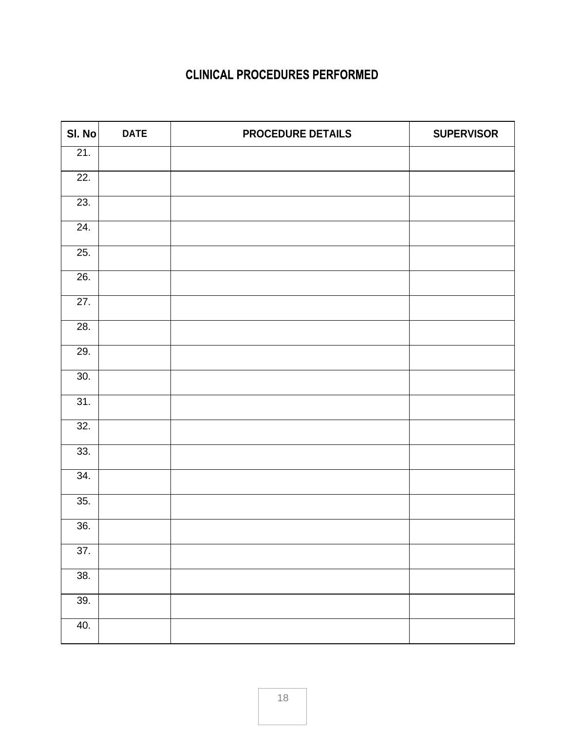# CLINICAL PROCEDURES PERFORMED

| Sl. No | DATE | PROCEDURE DETAILS | SUPERVISOR |
|---|---|---|---|
| 21. | | | |
| 22. | | | |
| 23. | | | |
| 24. | | | |
| 25. | | | |
| 26. | | | |
| 27. | | | |
| 28. | | | |
| 29. | | | |
| 30. | | | |
| 31. | | | |
| 32. | | | |
| 33. | | | |
| 34. | | | |
| 35. | | | |
| 36. | | | |
| 37. | | | |
| 38. | | | |
| 39. | | | |
| 40. | | | |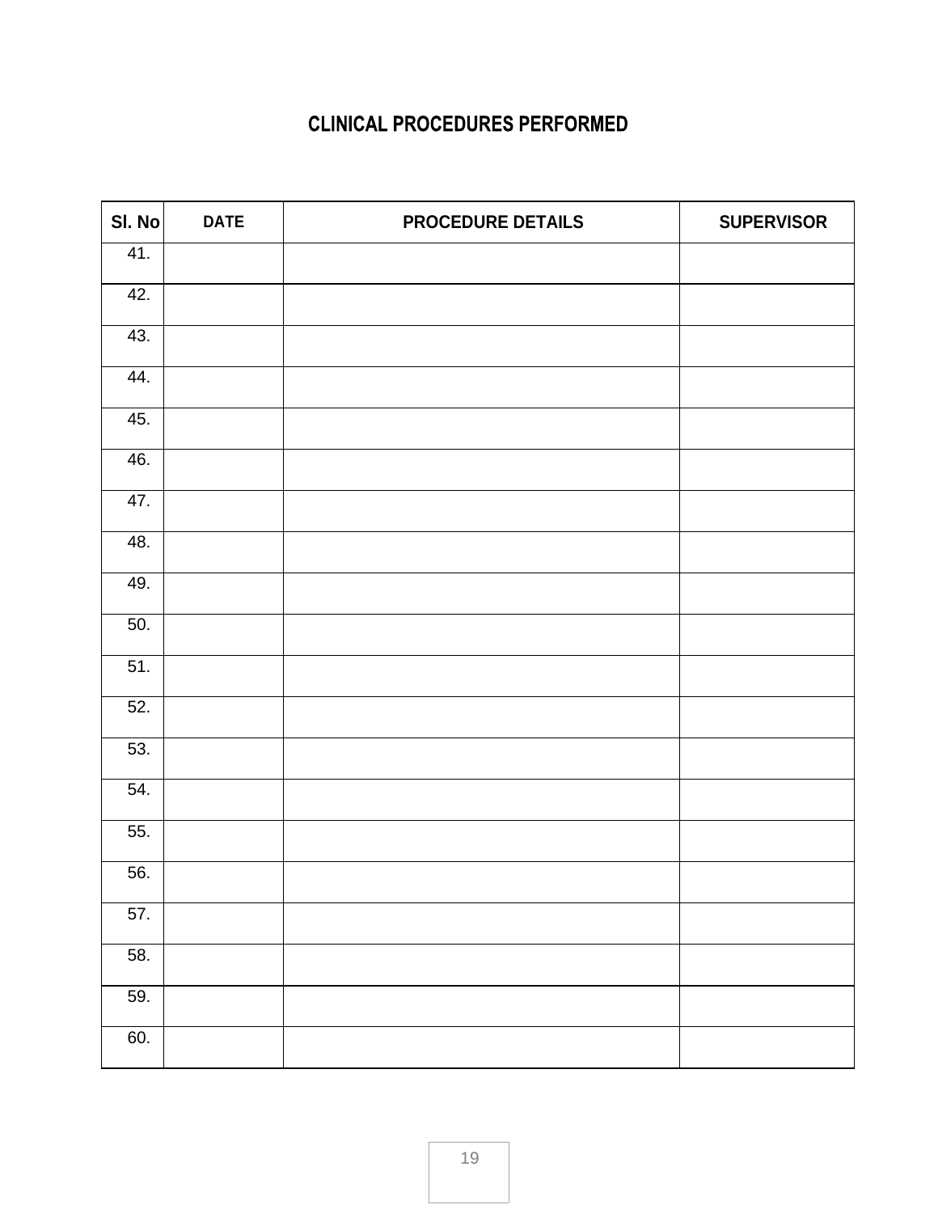# CLINICAL PROCEDURES PERFORMED

| Sl. No | DATE | PROCEDURE DETAILS | SUPERVISOR |
|---|---|---|---|
| 41. | | | |
| 42. | | | |
| 43. | | | |
| 44. | | | |
| 45. | | | |
| 46. | | | |
| 47. | | | |
| 48. | | | |
| 49. | | | |
| 50. | | | |
| 51. | | | |
| 52. | | | |
| 53. | | | |
| 54. | | | |
| 55. | | | |
| 56. | | | |
| 57. | | | |
| 58. | | | |
| 59. | | | |
| 60. | | | |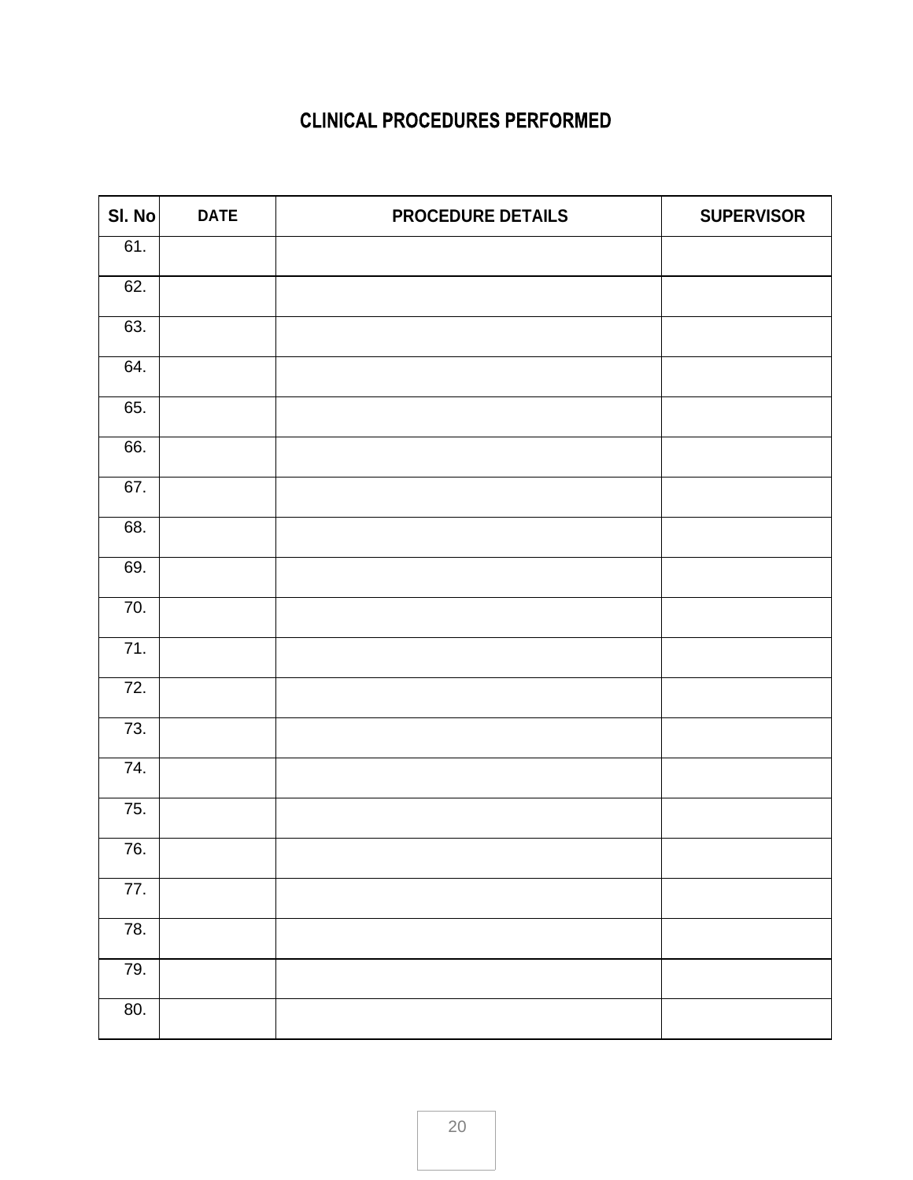# CLINICAL PROCEDURES PERFORMED

| Sl. No | DATE | PROCEDURE DETAILS | SUPERVISOR |
|---|---|---|---|
| 61. | | | |
| 62. | | | |
| 63. | | | |
| 64. | | | |
| 65. | | | |
| 66. | | | |
| 67. | | | |
| 68. | | | |
| 69. | | | |
| 70. | | | |
| 71. | | | |
| 72. | | | |
| 73. | | | |
| 74. | | | |
| 75. | | | |
| 76. | | | |
| 77. | | | |
| 78. | | | |
| 79. | | | |
| 80. | | | |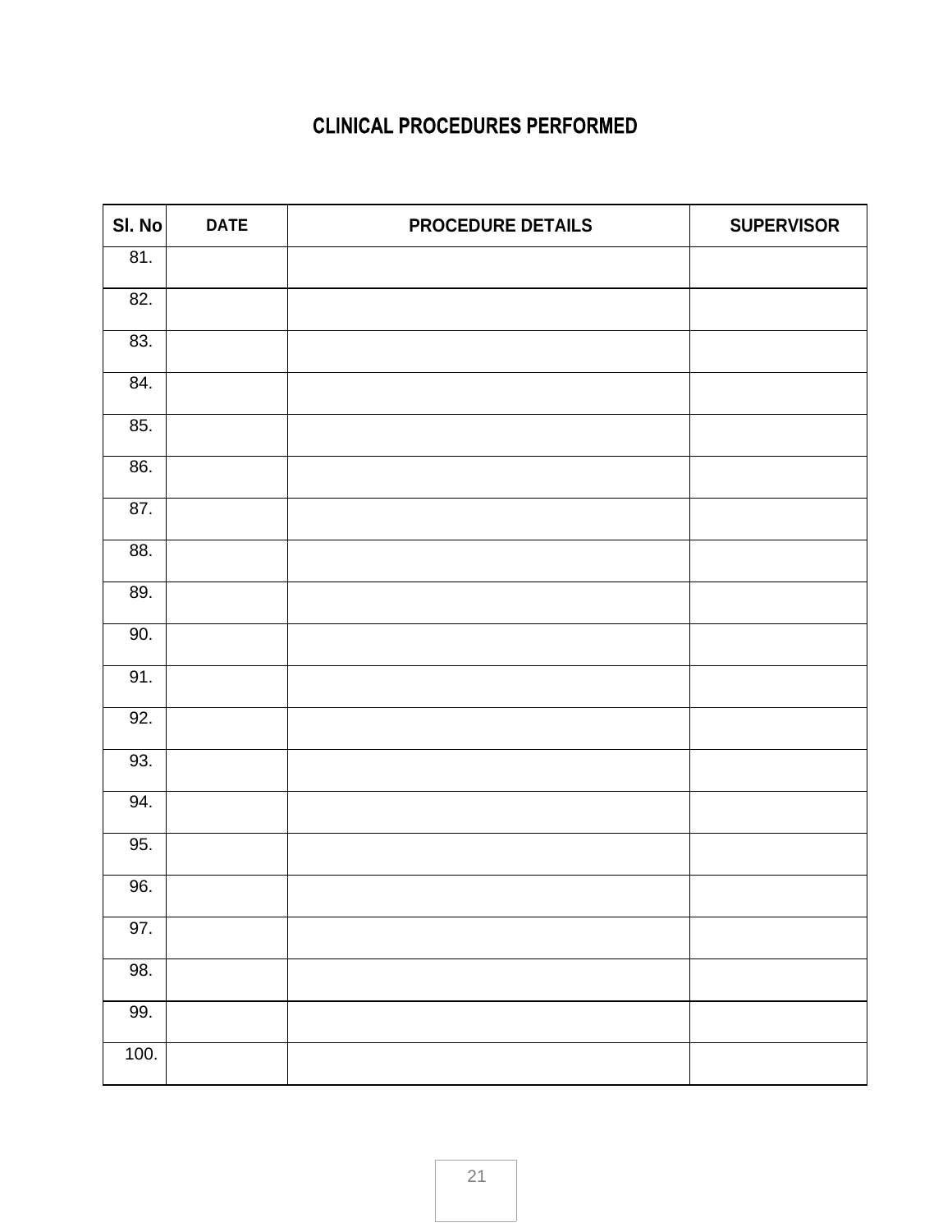# CLINICAL PROCEDURES PERFORMED

| Sl. No | DATE | PROCEDURE DETAILS | SUPERVISOR |
|---|---|---|---|
| 81. | | | |
| 82. | | | |
| 83. | | | |
| 84. | | | |
| 85. | | | |
| 86. | | | |
| 87. | | | |
| 88. | | | |
| 89. | | | |
| 90. | | | |
| 91. | | | |
| 92. | | | |
| 93. | | | |
| 94. | | | |
| 95. | | | |
| 96. | | | |
| 97. | | | |
| 98. | | | |
| 99. | | | |
| 100. | | | |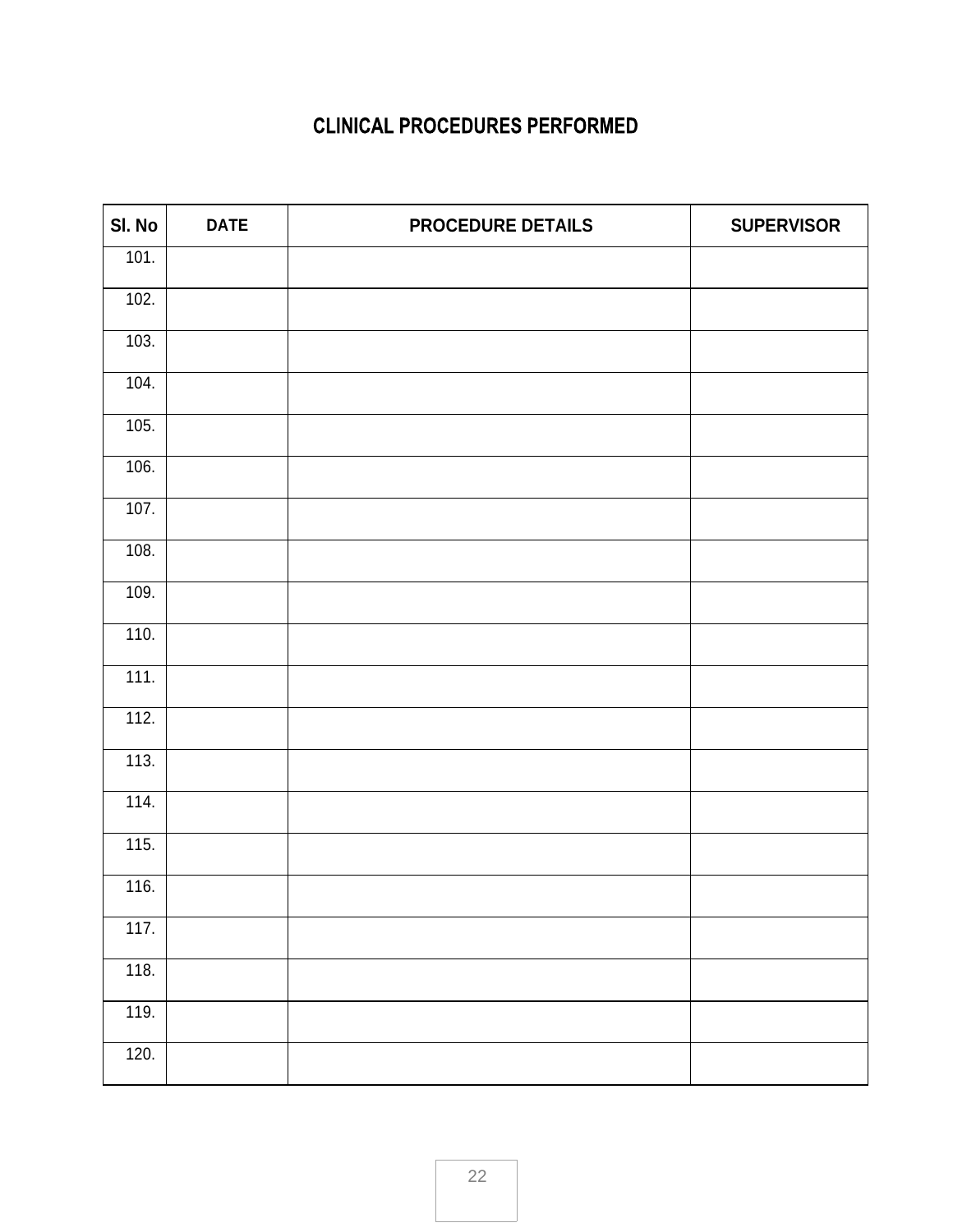# CLINICAL PROCEDURES PERFORMED

| Sl. No | DATE | PROCEDURE DETAILS | SUPERVISOR |
|---|---|---|---|
| 101. | | | |
| 102. | | | |
| 103. | | | |
| 104. | | | |
| 105. | | | |
| 106. | | | |
| 107. | | | |
| 108. | | | |
| 109. | | | |
| 110. | | | |
| 111. | | | |
| 112. | | | |
| 113. | | | |
| 114. | | | |
| 115. | | | |
| 116. | | | |
| 117. | | | |
| 118. | | | |
| 119. | | | |
| 120. | | | |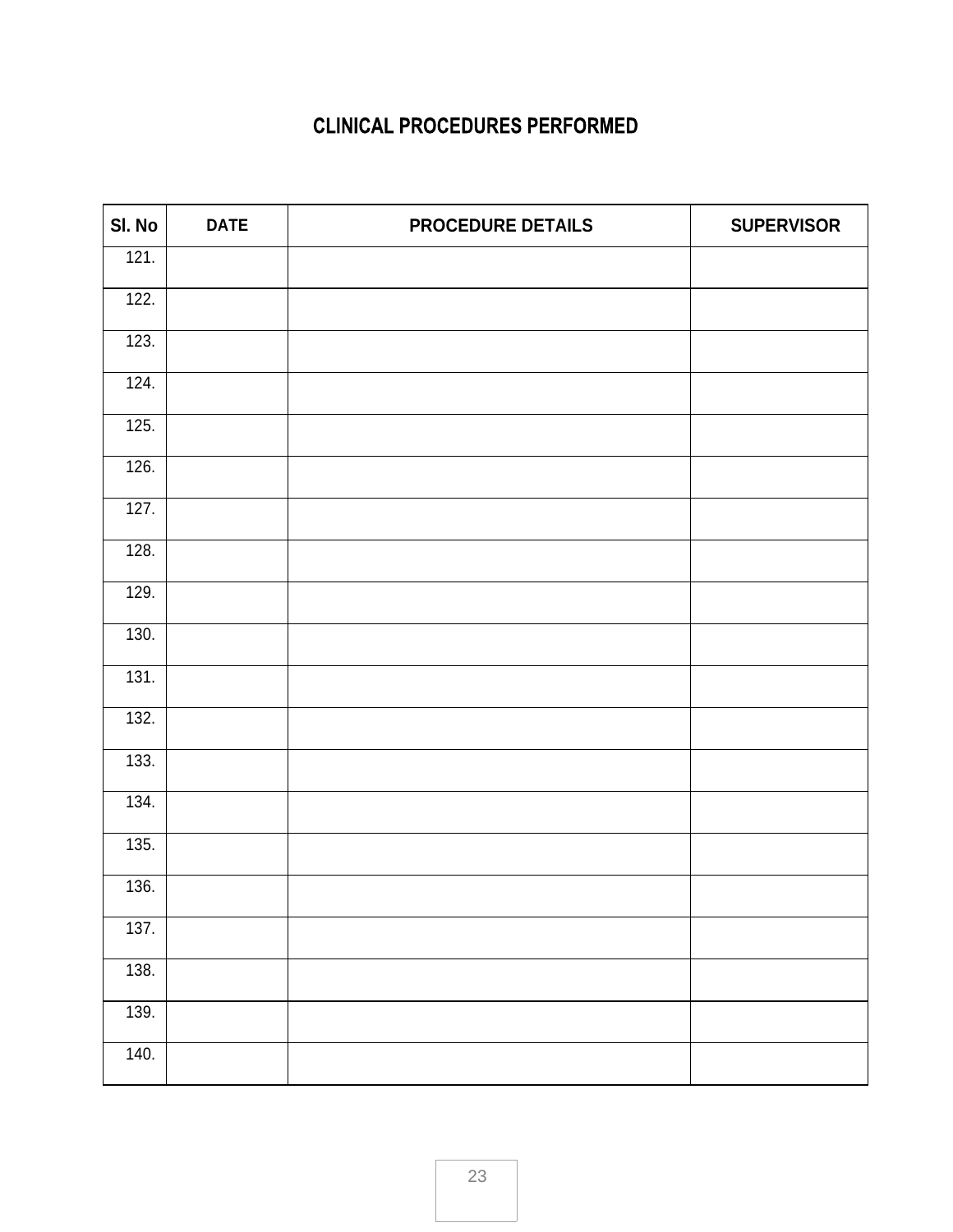# CLINICAL PROCEDURES PERFORMED

| Sl. No | DATE | PROCEDURE DETAILS | SUPERVISOR |
|---|---|---|---|
| 121. | | | |
| 122. | | | |
| 123. | | | |
| 124. | | | |
| 125. | | | |
| 126. | | | |
| 127. | | | |
| 128. | | | |
| 129. | | | |
| 130. | | | |
| 131. | | | |
| 132. | | | |
| 133. | | | |
| 134. | | | |
| 135. | | | |
| 136. | | | |
| 137. | | | |
| 138. | | | |
| 139. | | | |
| 140. | | | |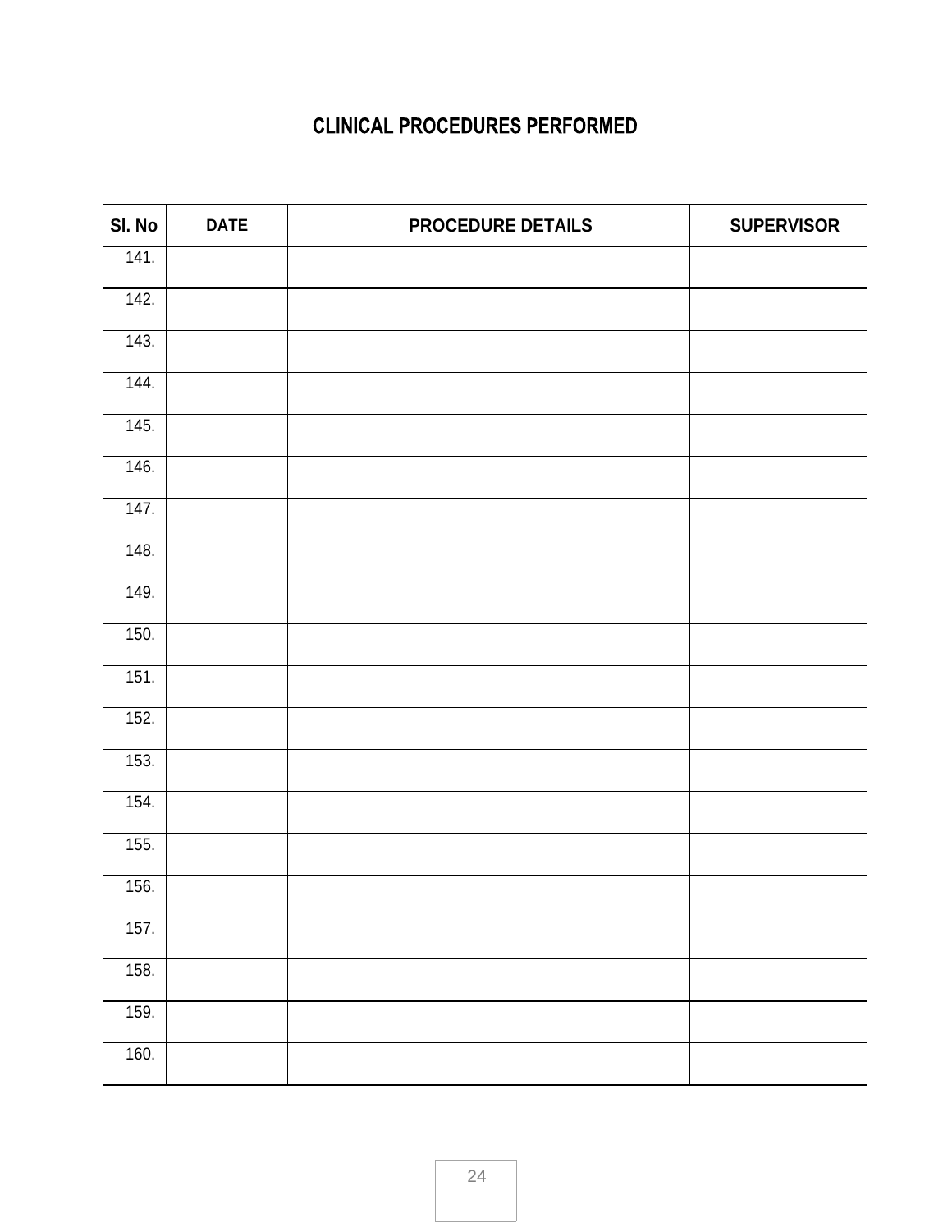## CLINICAL PROCEDURES PERFORMED

| Sl. No | DATE | PROCEDURE DETAILS | SUPERVISOR |
|---|---|---|---|
| 141. | | | |
| 142. | | | |
| 143. | | | |
| 144. | | | |
| 145. | | | |
| 146. | | | |
| 147. | | | |
| 148. | | | |
| 149. | | | |
| 150. | | | |
| 151. | | | |
| 152. | | | |
| 153. | | | |
| 154. | | | |
| 155. | | | |
| 156. | | | |
| 157. | | | |
| 158. | | | |
| 159. | | | |
| 160. | | | |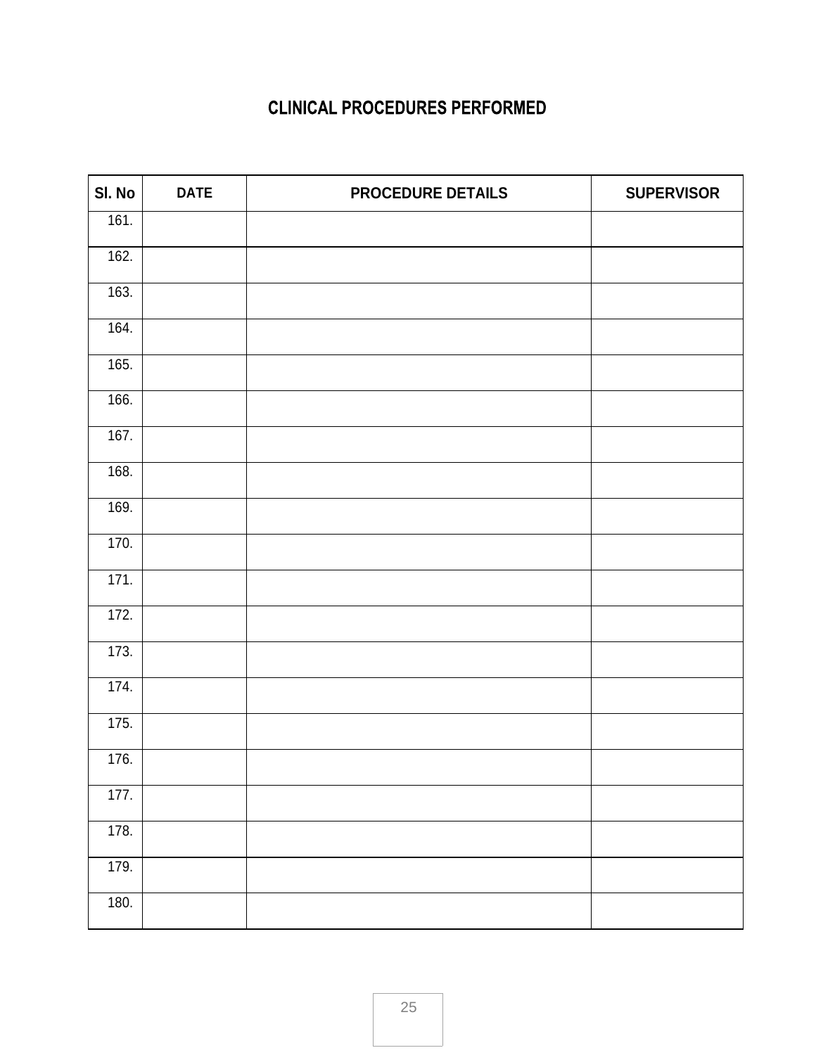## CLINICAL PROCEDURES PERFORMED

| Sl. No | DATE | PROCEDURE DETAILS | SUPERVISOR |
|---|---|---|---|
| 161. | | | |
| 162. | | | |
| 163. | | | |
| 164. | | | |
| 165. | | | |
| 166. | | | |
| 167. | | | |
| 168. | | | |
| 169. | | | |
| 170. | | | |
| 171. | | | |
| 172. | | | |
| 173. | | | |
| 174. | | | |
| 175. | | | |
| 176. | | | |
| 177. | | | |
| 178. | | | |
| 179. | | | |
| 180. | | | |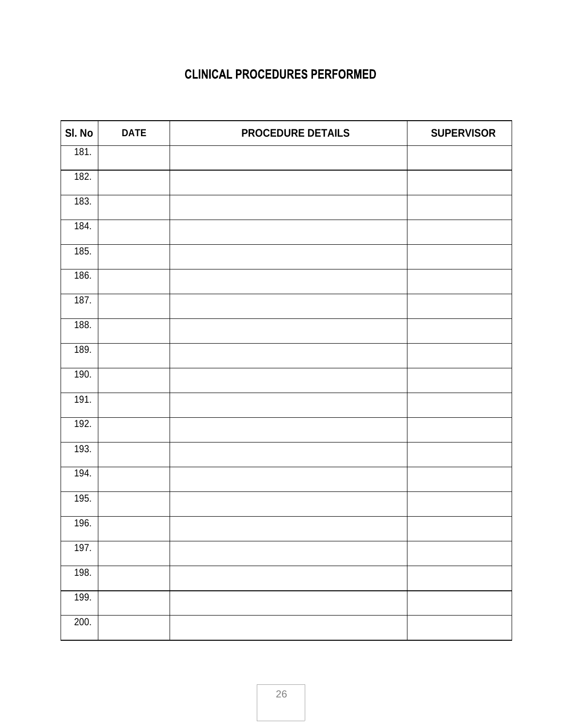## CLINICAL PROCEDURES PERFORMED

| Sl. No | DATE | PROCEDURE DETAILS | SUPERVISOR |
|---|---|---|---|
| 181. | | | |
| 182. | | | |
| 183. | | | |
| 184. | | | |
| 185. | | | |
| 186. | | | |
| 187. | | | |
| 188. | | | |
| 189. | | | |
| 190. | | | |
| 191. | | | |
| 192. | | | |
| 193. | | | |
| 194. | | | |
| 195. | | | |
| 196. | | | |
| 197. | | | |
| 198. | | | |
| 199. | | | |
| 200. | | | |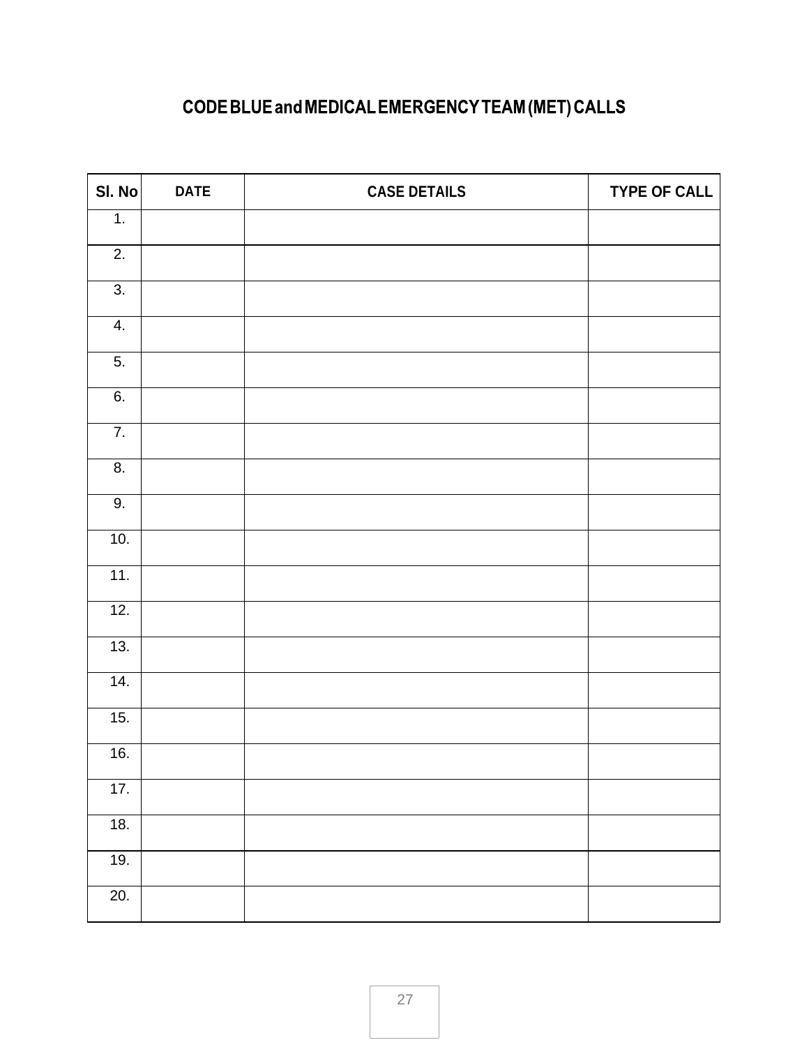# CODE BLUE and MEDICAL EMERGENCY TEAM (MET) CALLS

| Sl. No | DATE | CASE DETAILS | TYPE OF CALL |
|---|---|---|---|
| 1. | | | |
| 2. | | | |
| 3. | | | |
| 4. | | | |
| 5. | | | |
| 6. | | | |
| 7. | | | |
| 8. | | | |
| 9. | | | |
| 10. | | | |
| 11. | | | |
| 12. | | | |
| 13. | | | |
| 14. | | | |
| 15. | | | |
| 16. | | | |
| 17. | | | |
| 18. | | | |
| 19. | | | |
| 20. | | | |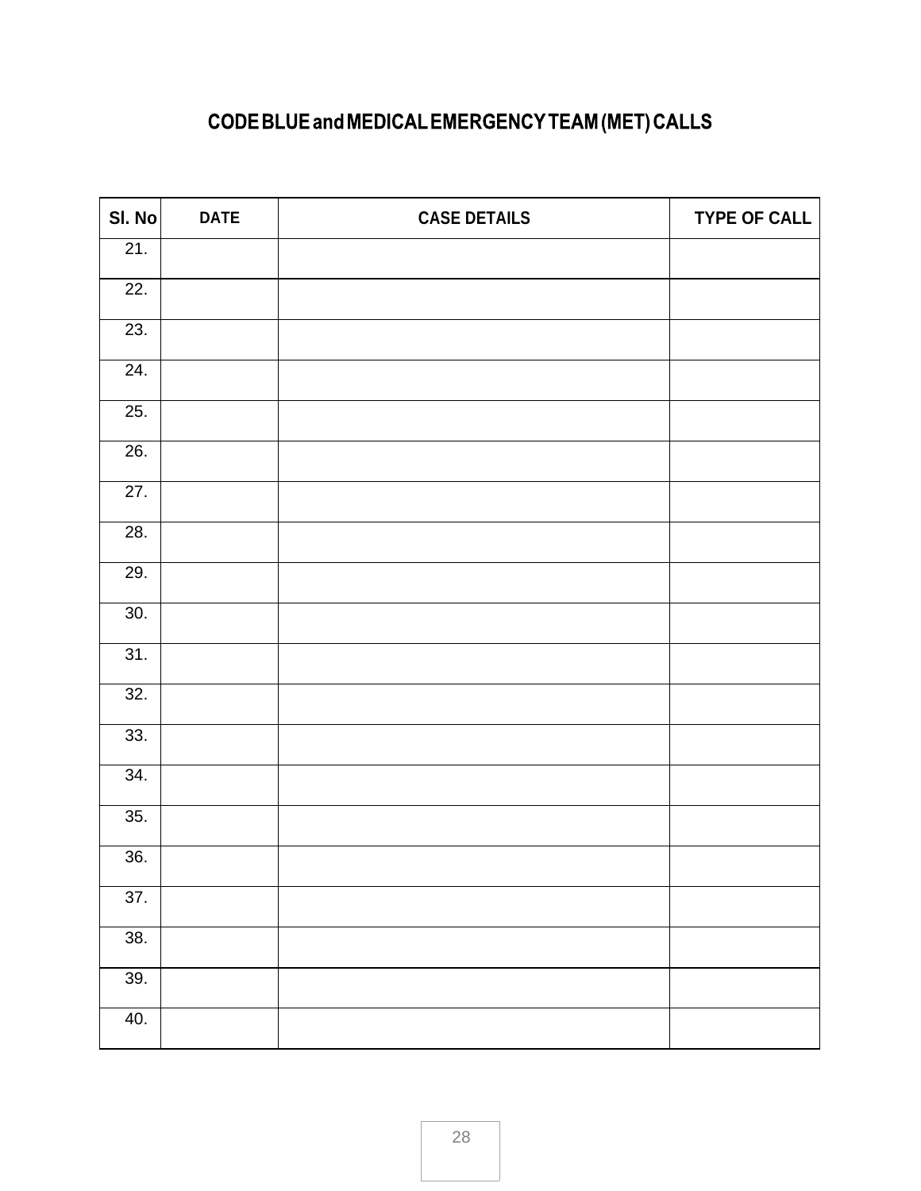## CODE BLUE and MEDICAL EMERGENCY TEAM (MET) CALLS

| Sl. No | DATE | CASE DETAILS | TYPE OF CALL |
|---|---|---|---|
| 21. | | | |
| 22. | | | |
| 23. | | | |
| 24. | | | |
| 25. | | | |
| 26. | | | |
| 27. | | | |
| 28. | | | |
| 29. | | | |
| 30. | | | |
| 31. | | | |
| 32. | | | |
| 33. | | | |
| 34. | | | |
| 35. | | | |
| 36. | | | |
| 37. | | | |
| 38. | | | |
| 39. | | | |
| 40. | | | |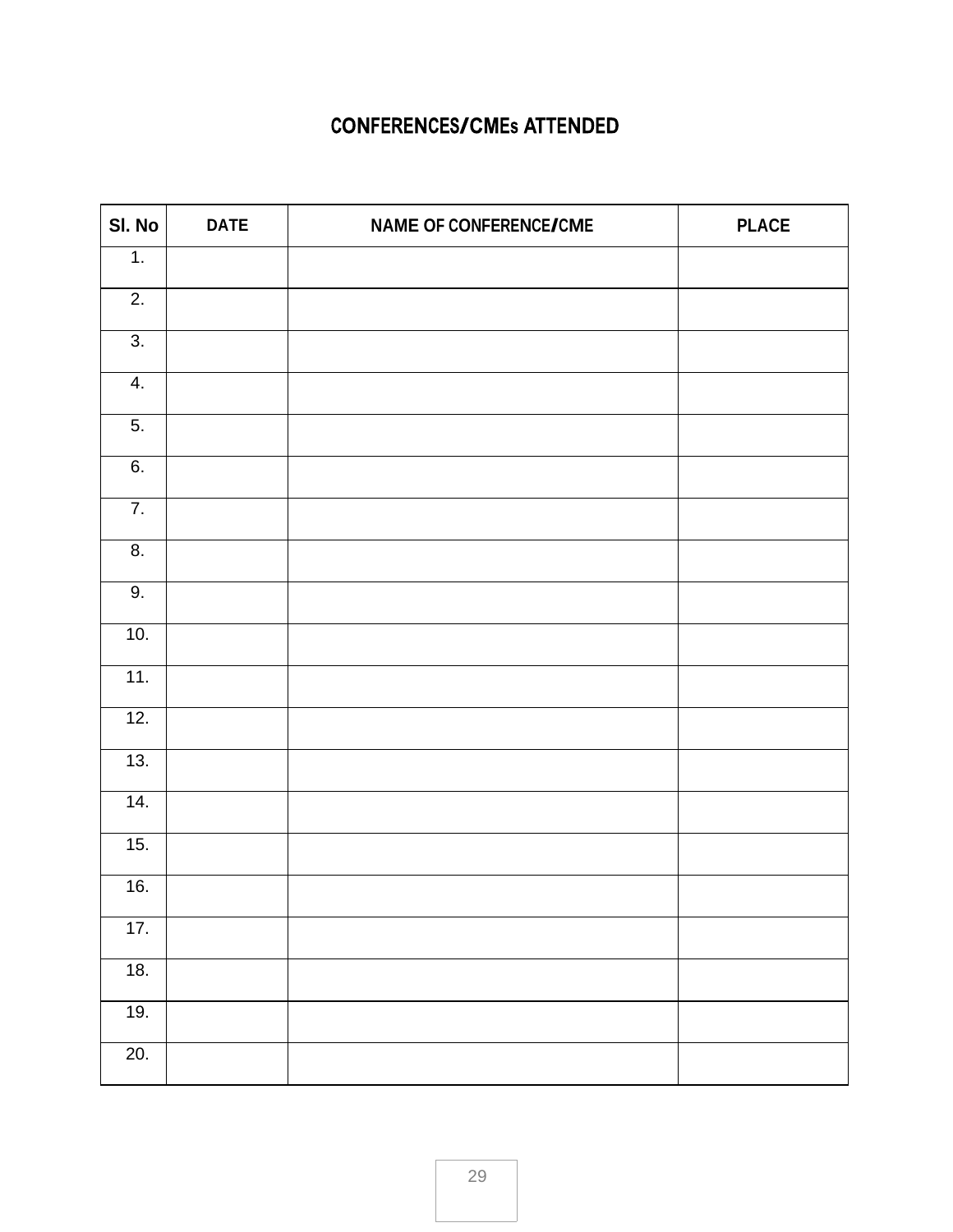# CONFERENCES/CMEs ATTENDED

| Sl. No | DATE | NAME OF CONFERENCE/CME | PLACE |
|---|---|---|---|
| 1. | | | |
| 2. | | | |
| 3. | | | |
| 4. | | | |
| 5. | | | |
| 6. | | | |
| 7. | | | |
| 8. | | | |
| 9. | | | |
| 10. | | | |
| 11. | | | |
| 12. | | | |
| 13. | | | |
| 14. | | | |
| 15. | | | |
| 16. | | | |
| 17. | | | |
| 18. | | | |
| 19. | | | |
| 20. | | | |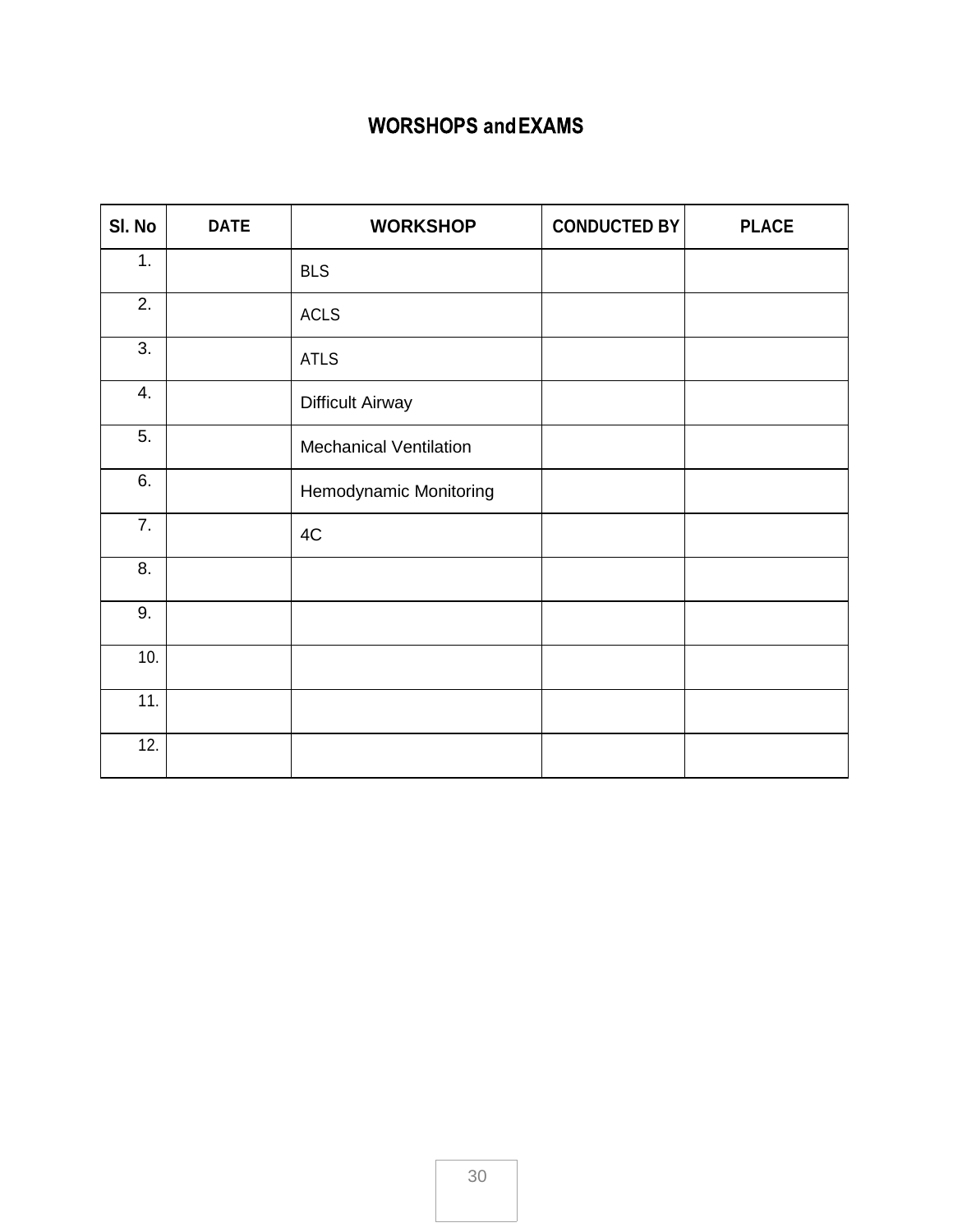# WORSHOPS andEXAMS

| Sl. No | DATE | WORKSHOP | CONDUCTED BY | PLACE |
|---|---|---|---|---|
| 1. | | BLS | | |
| 2. | | ACLS | | |
| 3. | | ATLS | | |
| 4. | | Difficult Airway | | |
| 5. | | Mechanical Ventilation | | |
| 6. | | Hemodynamic Monitoring | | |
| 7. | | 4C | | |
| 8. | | | | |
| 9. | | | | |
| 10. | | | | |
| 11. | | | | |
| 12. | | | | |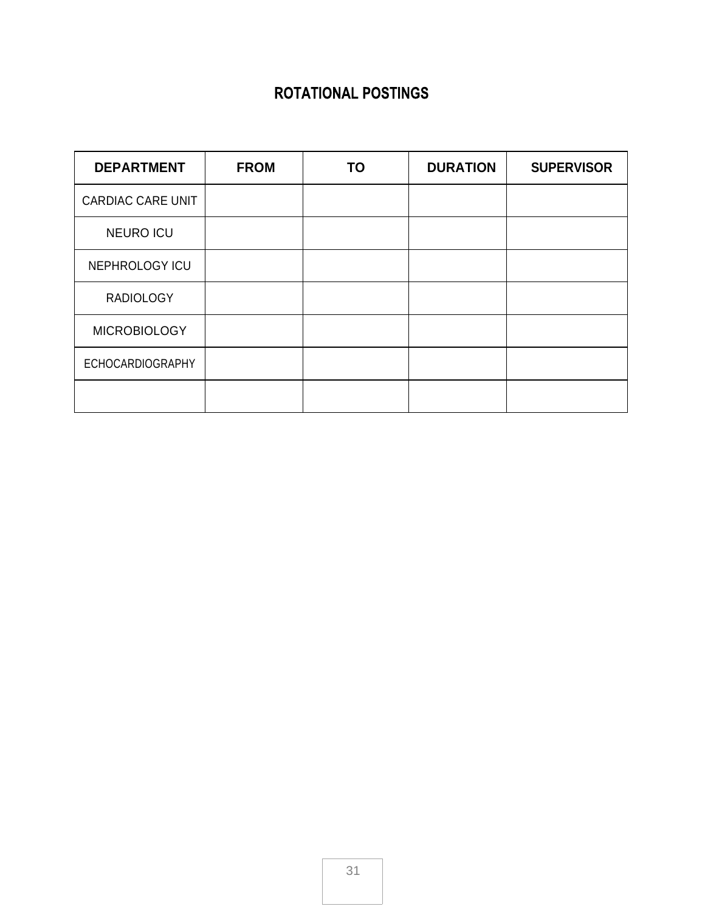## ROTATIONAL POSTINGS

| DEPARTMENT | FROM | TO | DURATION | SUPERVISOR |
|---|---|---|---|---|
| CARDIAC CARE UNIT | | | | |
| NEURO ICU | | | | |
| NEPHROLOGY ICU | | | | |
| RADIOLOGY | | | | |
| MICROBIOLOGY | | | | |
| ECHOCARDIOGRAPHY | | | | |
| | | | | |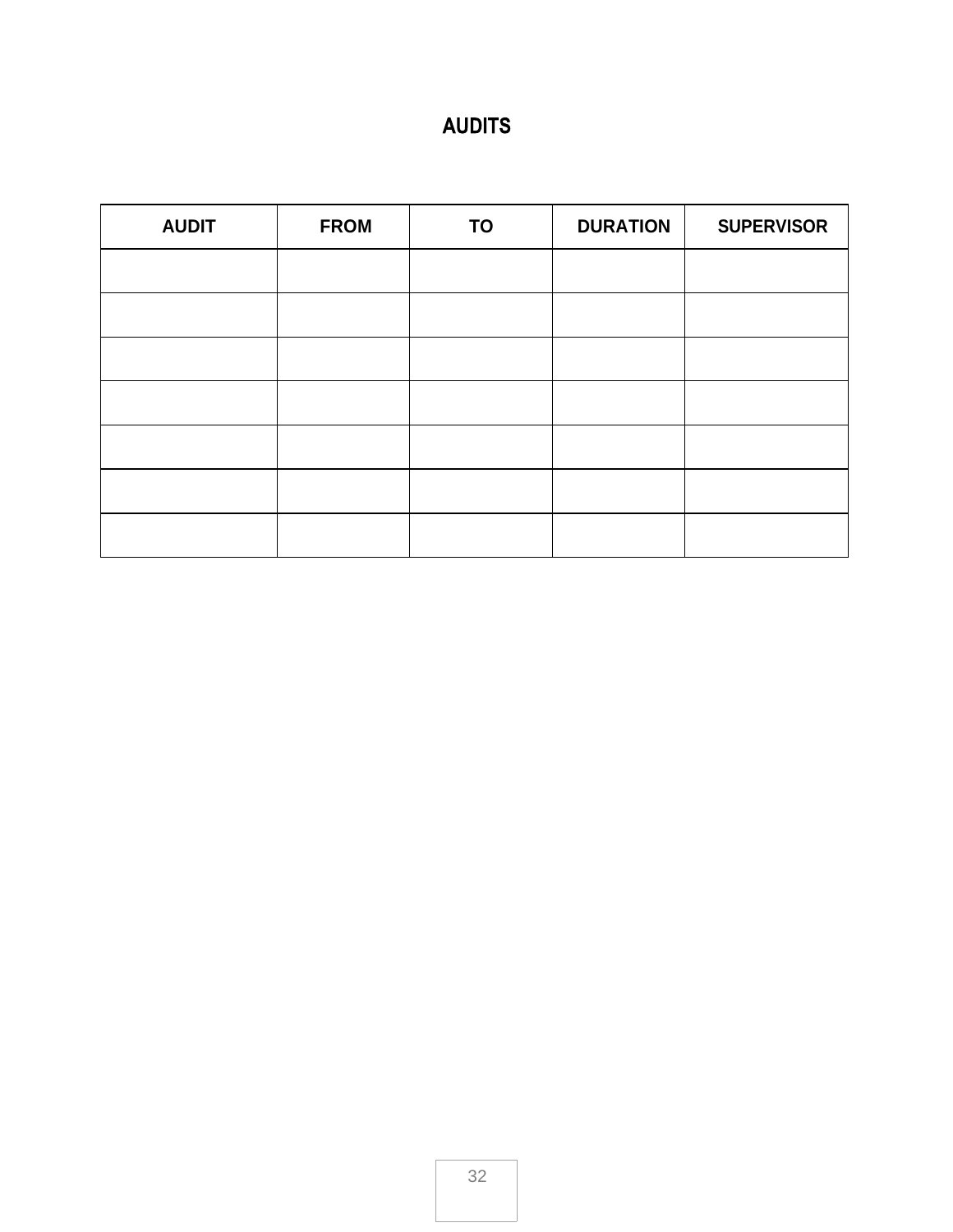# AUDITS

| AUDIT | FROM | TO | DURATION | SUPERVISOR |
|---|---|---|---|---|
| | | | | |
| | | | | |
| | | | | |
| | | | | |
| | | | | |
| | | | | |
| | | | | |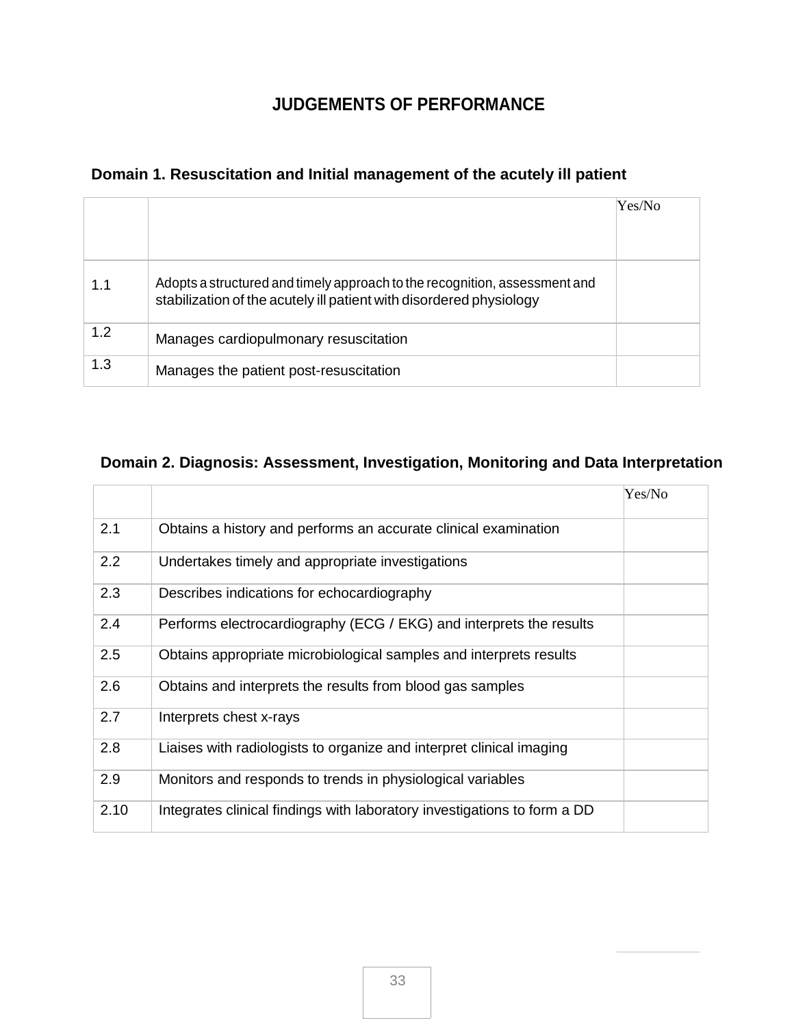# JUDGEMENTS OF PERFORMANCE

## Domain 1. Resuscitation and Initial management of the acutely ill patient

| | | Yes/No |
|---|---|---|
| 1.1 | Adopts a structured and timely approach to the recognition, assessment and stabilization of the acutely ill patient with disordered physiology | |
| 1.2 | Manages cardiopulmonary resuscitation | |
| 1.3 | Manages the patient post-resuscitation | |

## Domain 2. Diagnosis: Assessment, Investigation, Monitoring and Data Interpretation

| | | Yes/No |
|---|---|---|
| 2.1 | Obtains a history and performs an accurate clinical examination | |
| 2.2 | Undertakes timely and appropriate investigations | |
| 2.3 | Describes indications for echocardiography | |
| 2.4 | Performs electrocardiography (ECG / EKG) and interprets the results | |
| 2.5 | Obtains appropriate microbiological samples and interprets results | |
| 2.6 | Obtains and interprets the results from blood gas samples | |
| 2.7 | Interprets chest x-rays | |
| 2.8 | Liaises with radiologists to organize and interpret clinical imaging | |
| 2.9 | Monitors and responds to trends in physiological variables | |
| 2.10 | Integrates clinical findings with laboratory investigations to form a DD | |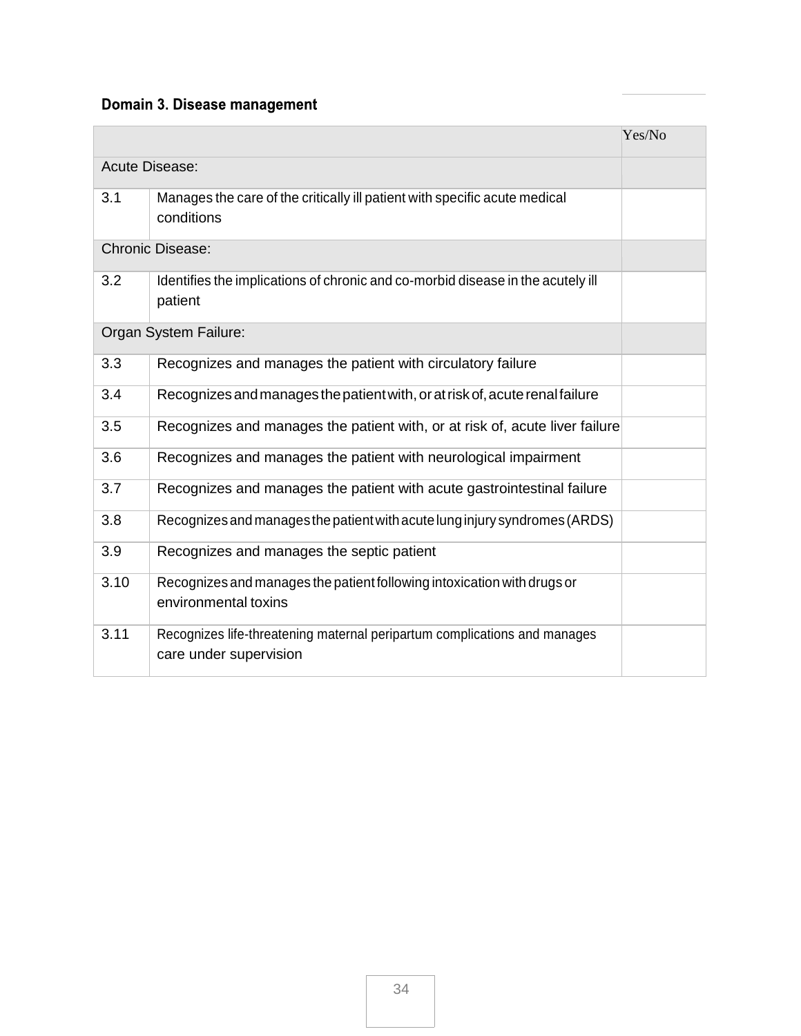### Domain 3. Disease management

| | | Yes/No |
|---|---|---|
| Acute Disease: | | |
| 3.1 | Manages the care of the critically ill patient with specific acute medical conditions | |
| Chronic Disease: | | |
| 3.2 | Identifies the implications of chronic and co-morbid disease in the acutely ill patient | |
| Organ System Failure: | | |
| 3.3 | Recognizes and manages the patient with circulatory failure | |
| 3.4 | Recognizes and manages the patient with, or at risk of, acute renal failure | |
| 3.5 | Recognizes and manages the patient with, or at risk of, acute liver failure | |
| 3.6 | Recognizes and manages the patient with neurological impairment | |
| 3.7 | Recognizes and manages the patient with acute gastrointestinal failure | |
| 3.8 | Recognizes and manages the patient with acute lung injury syndromes (ARDS) | |
| 3.9 | Recognizes and manages the septic patient | |
| 3.10 | Recognizes and manages the patient following intoxication with drugs or environmental toxins | |
| 3.11 | Recognizes life-threatening maternal peripartum complications and manages care under supervision | |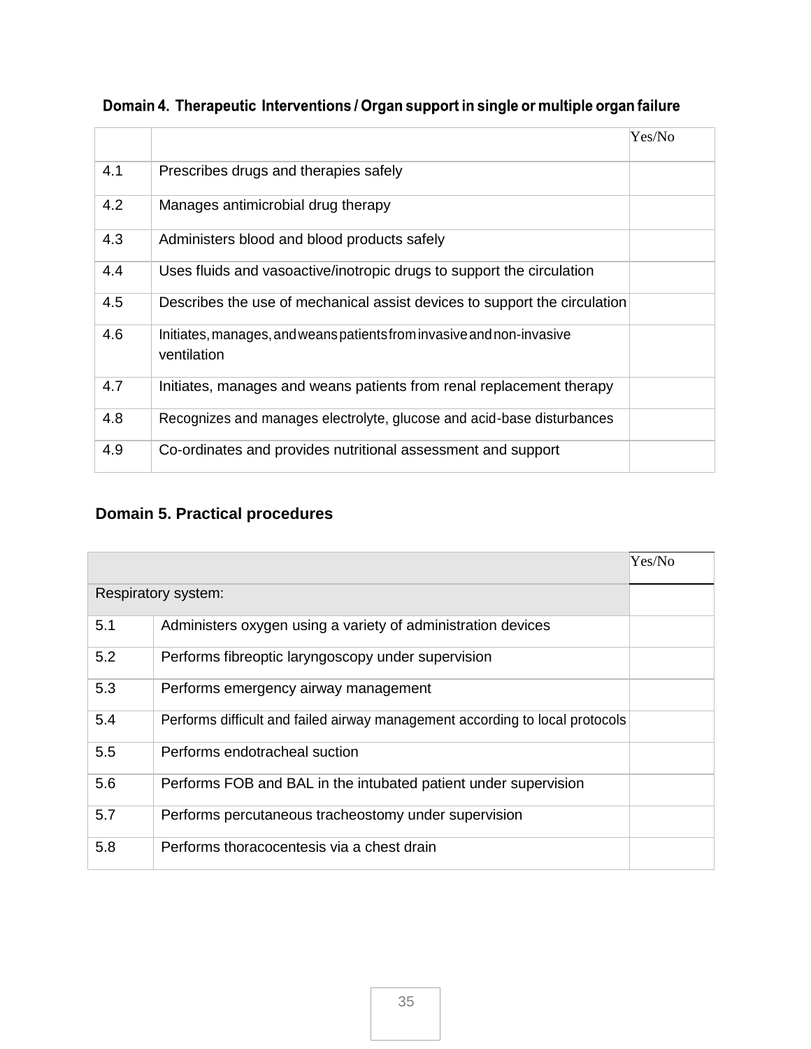### Domain 4. Therapeutic Interventions / Organ support in single or multiple organ failure

| | | Yes/No |
|---|---|---|
| 4.1 | Prescribes drugs and therapies safely | |
| 4.2 | Manages antimicrobial drug therapy | |
| 4.3 | Administers blood and blood products safely | |
| 4.4 | Uses fluids and vasoactive/inotropic drugs to support the circulation | |
| 4.5 | Describes the use of mechanical assist devices to support the circulation | |
| 4.6 | Initiates, manages, and weans patients from invasive and non-invasive ventilation | |
| 4.7 | Initiates, manages and weans patients from renal replacement therapy | |
| 4.8 | Recognizes and manages electrolyte, glucose and acid-base disturbances | |
| 4.9 | Co-ordinates and provides nutritional assessment and support | |

### Domain 5. Practical procedures

| | | Yes/No |
|---|---|---|
| Respiratory system: | | |
| 5.1 | Administers oxygen using a variety of administration devices | |
| 5.2 | Performs fibreoptic laryngoscopy under supervision | |
| 5.3 | Performs emergency airway management | |
| 5.4 | Performs difficult and failed airway management according to local protocols | |
| 5.5 | Performs endotracheal suction | |
| 5.6 | Performs FOB and BAL in the intubated patient under supervision | |
| 5.7 | Performs percutaneous tracheostomy under supervision | |
| 5.8 | Performs thoracocentesis via a chest drain | |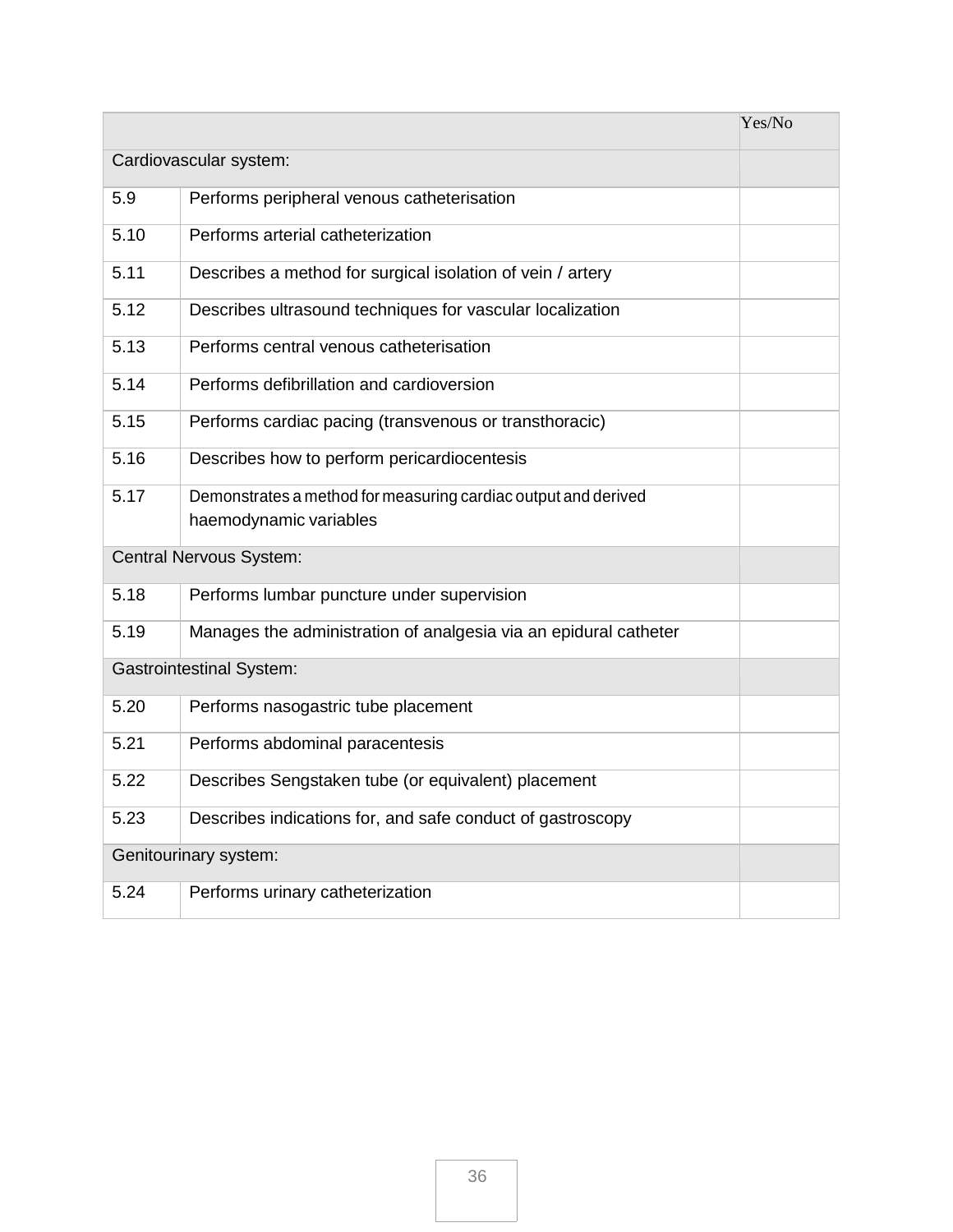| | | Yes/No |
|---|---|---|
| Cardiovascular system: | | |
| 5.9 | Performs peripheral venous catheterisation | |
| 5.10 | Performs arterial catheterization | |
| 5.11 | Describes a method for surgical isolation of vein / artery | |
| 5.12 | Describes ultrasound techniques for vascular localization | |
| 5.13 | Performs central venous catheterisation | |
| 5.14 | Performs defibrillation and cardioversion | |
| 5.15 | Performs cardiac pacing (transvenous or transthoracic) | |
| 5.16 | Describes how to perform pericardiocentesis | |
| 5.17 | Demonstrates a method for measuring cardiac output and derived haemodynamic variables | |
| Central Nervous System: | | |
| 5.18 | Performs lumbar puncture under supervision | |
| 5.19 | Manages the administration of analgesia via an epidural catheter | |
| Gastrointestinal System: | | |
| 5.20 | Performs nasogastric tube placement | |
| 5.21 | Performs abdominal paracentesis | |
| 5.22 | Describes Sengstaken tube (or equivalent) placement | |
| 5.23 | Describes indications for, and safe conduct of gastroscopy | |
| Genitourinary system: | | |
| 5.24 | Performs urinary catheterization | |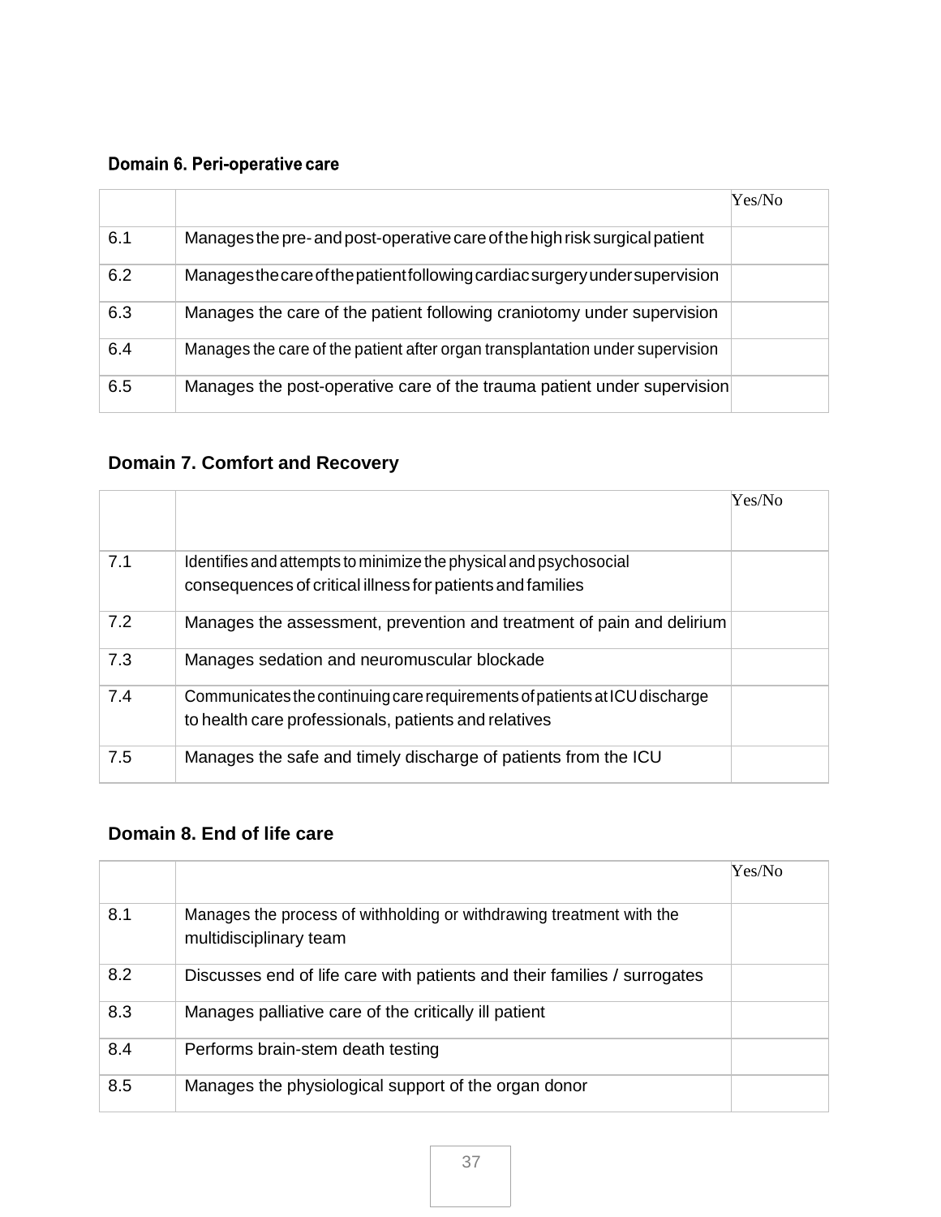## Domain 6. Peri-operative care

| | | Yes/No |
|---|---|---|
| 6.1 | Manages the pre- and post-operative care of the high risk surgical patient | |
| 6.2 | Manages the care of the patient following cardiac surgery under supervision | |
| 6.3 | Manages the care of the patient following craniotomy under supervision | |
| 6.4 | Manages the care of the patient after organ transplantation under supervision | |
| 6.5 | Manages the post-operative care of the trauma patient under supervision | |

## Domain 7. Comfort and Recovery

| | | Yes/No |
|---|---|---|
| 7.1 | Identifies and attempts to minimize the physical and psychosocial consequences of critical illness for patients and families | |
| 7.2 | Manages the assessment, prevention and treatment of pain and delirium | |
| 7.3 | Manages sedation and neuromuscular blockade | |
| 7.4 | Communicates the continuing care requirements of patients at ICU discharge to health care professionals, patients and relatives | |
| 7.5 | Manages the safe and timely discharge of patients from the ICU | |

## Domain 8. End of life care

| | | Yes/No |
|---|---|---|
| 8.1 | Manages the process of withholding or withdrawing treatment with the multidisciplinary team | |
| 8.2 | Discusses end of life care with patients and their families / surrogates | |
| 8.3 | Manages palliative care of the critically ill patient | |
| 8.4 | Performs brain-stem death testing | |
| 8.5 | Manages the physiological support of the organ donor | |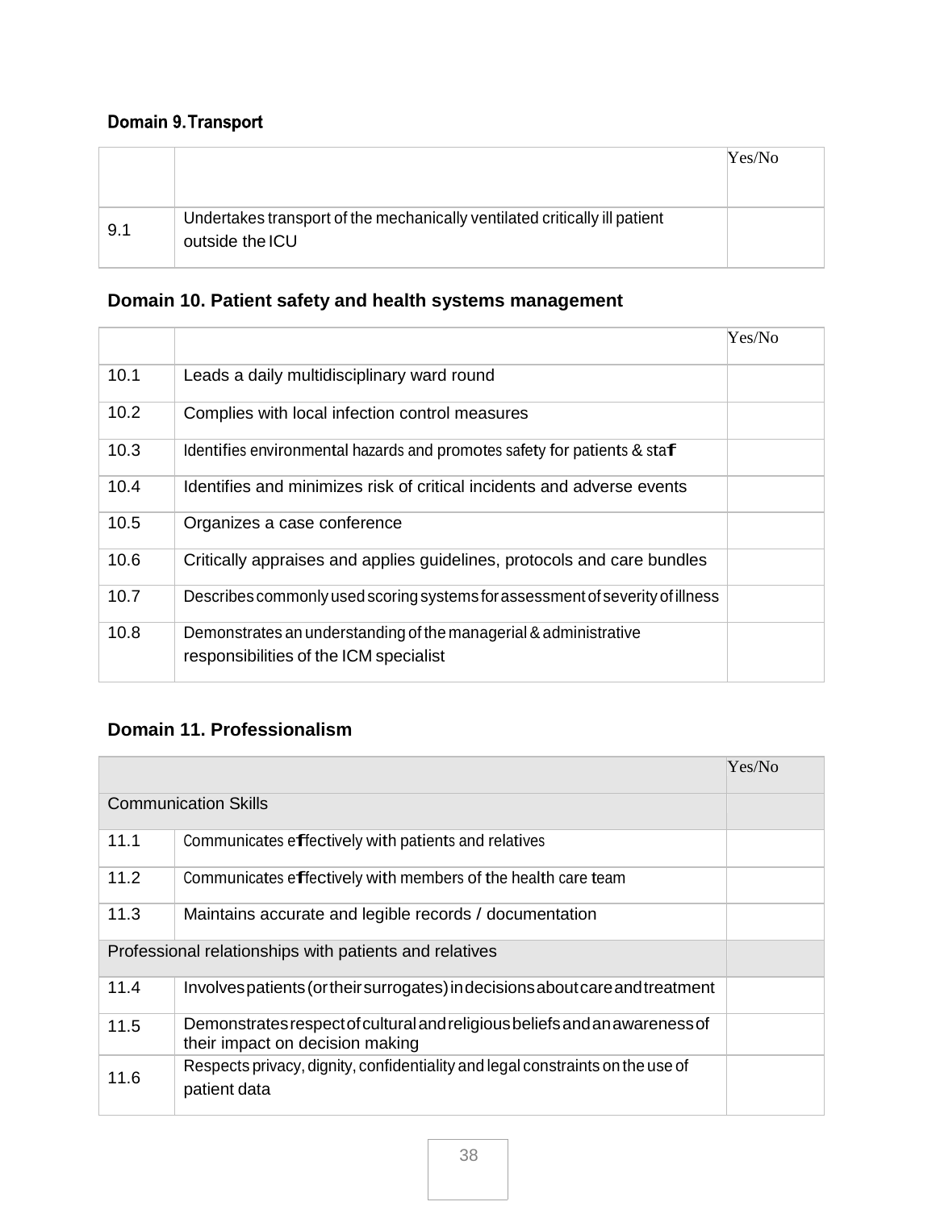### Domain 9. Transport

| | | Yes/No |
|---|---|---|
| 9.1 | Undertakes transport of the mechanically ventilated critically ill patient outside the ICU | |

### Domain 10. Patient safety and health systems management

| | | Yes/No |
|---|---|---|
| 10.1 | Leads a daily multidisciplinary ward round | |
| 10.2 | Complies with local infection control measures | |
| 10.3 | Identifies environmental hazards and promotes safety for patients & staff | |
| 10.4 | Identifies and minimizes risk of critical incidents and adverse events | |
| 10.5 | Organizes a case conference | |
| 10.6 | Critically appraises and applies guidelines, protocols and care bundles | |
| 10.7 | Describes commonly used scoring systems for assessment of severity of illness | |
| 10.8 | Demonstrates an understanding of the managerial & administrative responsibilities of the ICM specialist | |

### Domain 11. Professionalism

| | | Yes/No |
|---|---|---|
| Communication Skills | | |
| 11.1 | Communicates effectively with patients and relatives | |
| 11.2 | Communicates effectively with members of the health care team | |
| 11.3 | Maintains accurate and legible records / documentation | |
| Professional relationships with patients and relatives | | |
| 11.4 | Involves patients (or their surrogates) in decisions about care and treatment | |
| 11.5 | Demonstrates respect of cultural and religious beliefs and an awareness of their impact on decision making | |
| 11.6 | Respects privacy, dignity, confidentiality and legal constraints on the use of patient data | |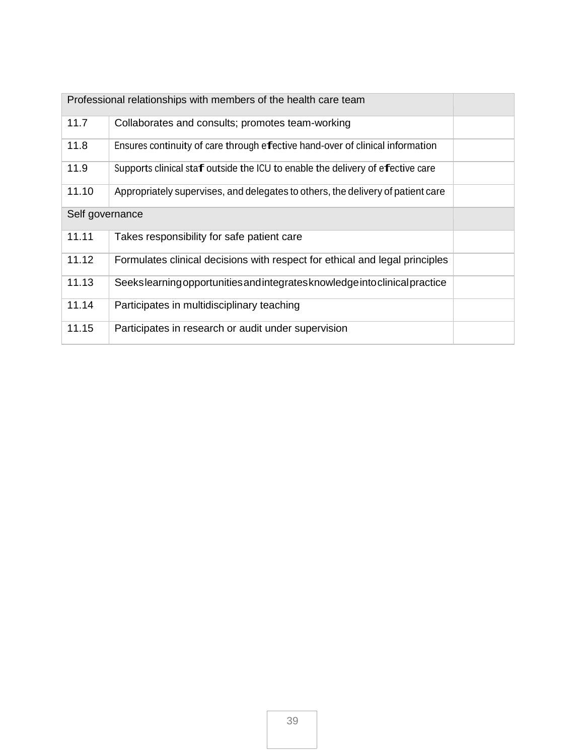| | | |
|---|---|---|
| Professional relationships with members of the health care team | | |
| 11.7 | Collaborates and consults; promotes team-working | |
| 11.8 | Ensures continuity of care through effective hand-over of clinical information | |
| 11.9 | Supports clinical staff outside the ICU to enable the delivery of effective care | |
| 11.10 | Appropriately supervises, and delegates to others, the delivery of patient care | |
| Self governance | | |
| 11.11 | Takes responsibility for safe patient care | |
| 11.12 | Formulates clinical decisions with respect for ethical and legal principles | |
| 11.13 | Seeks learning opportunities and integrates knowledge into clinical practice | |
| 11.14 | Participates in multidisciplinary teaching | |
| 11.15 | Participates in research or audit under supervision | |